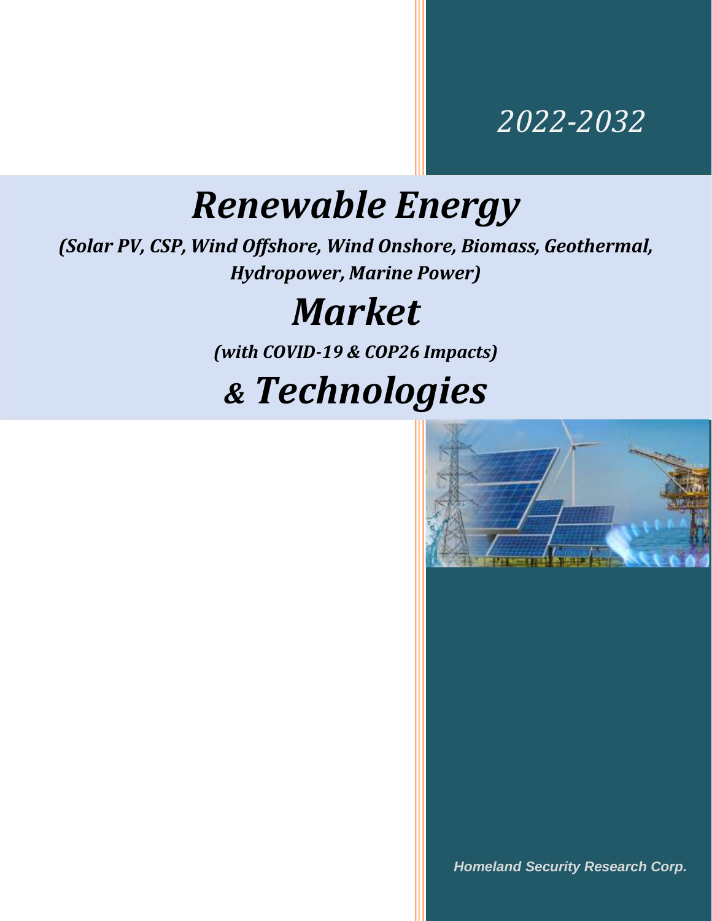*2022-2032*

# *Renewable Energy*

***(Solar PV, CSP, Wind Offshore, Wind Onshore, Biomass, Geothermal, Hydropower, Marine Power)***

# *Market*

***(with COVID-19 & COP26 Impacts)***

# *& Technologies*

***Homeland Security Research Corp.***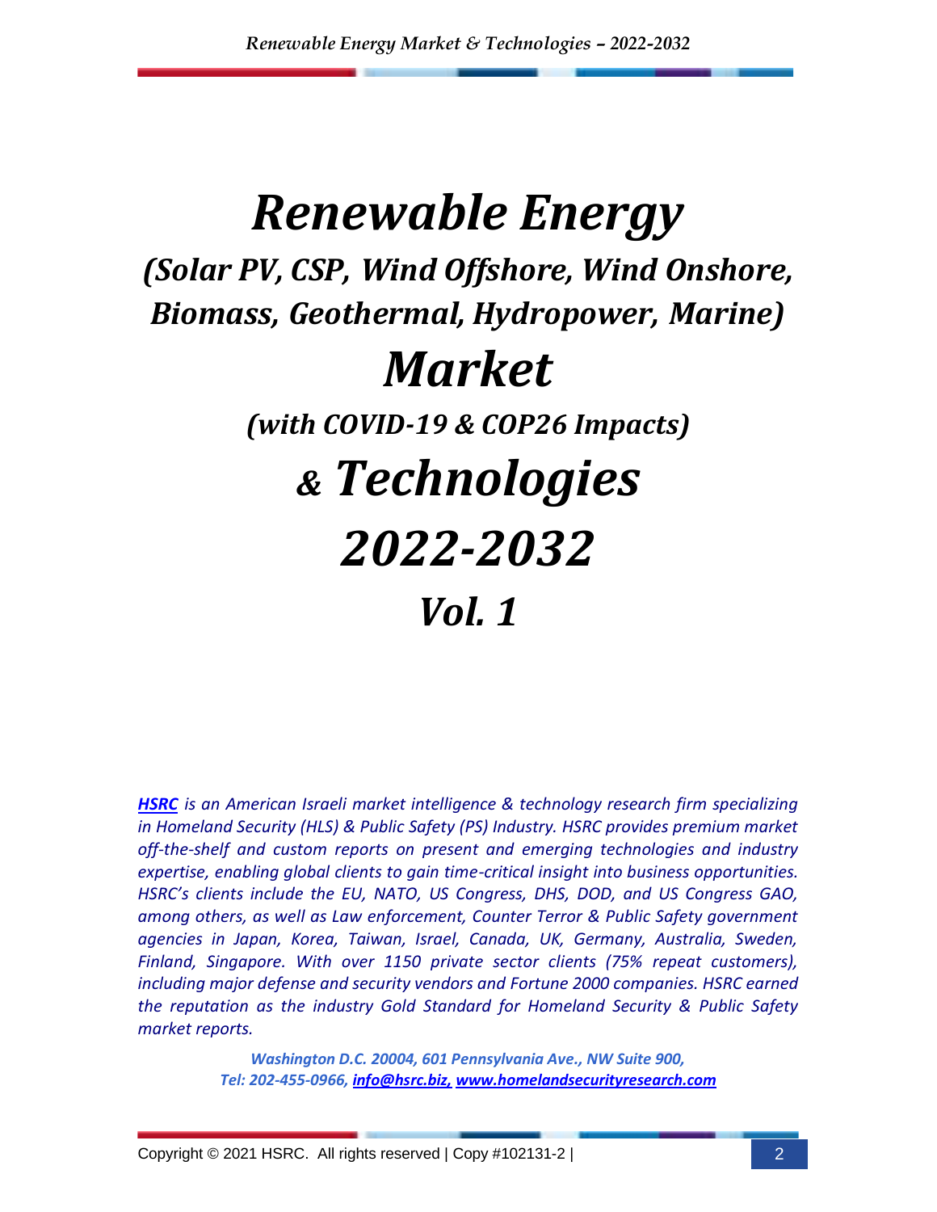# *Renewable Energy*

## *(Solar PV, CSP, Wind Offshore, Wind Onshore, Biomass, Geothermal, Hydropower, Marine)*

# *Market*

### *(with COVID-19 & COP26 Impacts)*

# *& Technologies*

# *2022-2032*

# *Vol. 1*

***HSRC** is an American Israeli market intelligence & technology research firm specializing in Homeland Security (HLS) & Public Safety (PS) Industry. HSRC provides premium market off-the-shelf and custom reports on present and emerging technologies and industry expertise, enabling global clients to gain time-critical insight into business opportunities. HSRC's clients include the EU, NATO, US Congress, DHS, DOD, and US Congress GAO, among others, as well as Law enforcement, Counter Terror & Public Safety government agencies in Japan, Korea, Taiwan, Israel, Canada, UK, Germany, Australia, Sweden, Finland, Singapore. With over 1150 private sector clients (75% repeat customers), including major defense and security vendors and Fortune 2000 companies. HSRC earned the reputation as the industry Gold Standard for Homeland Security & Public Safety market reports.*

***Washington D.C. 20004, 601 Pennsylvania Ave., NW Suite 900,***
***Tel: 202-455-0966, info@hsrc.biz, www.homelandsecurityresearch.com***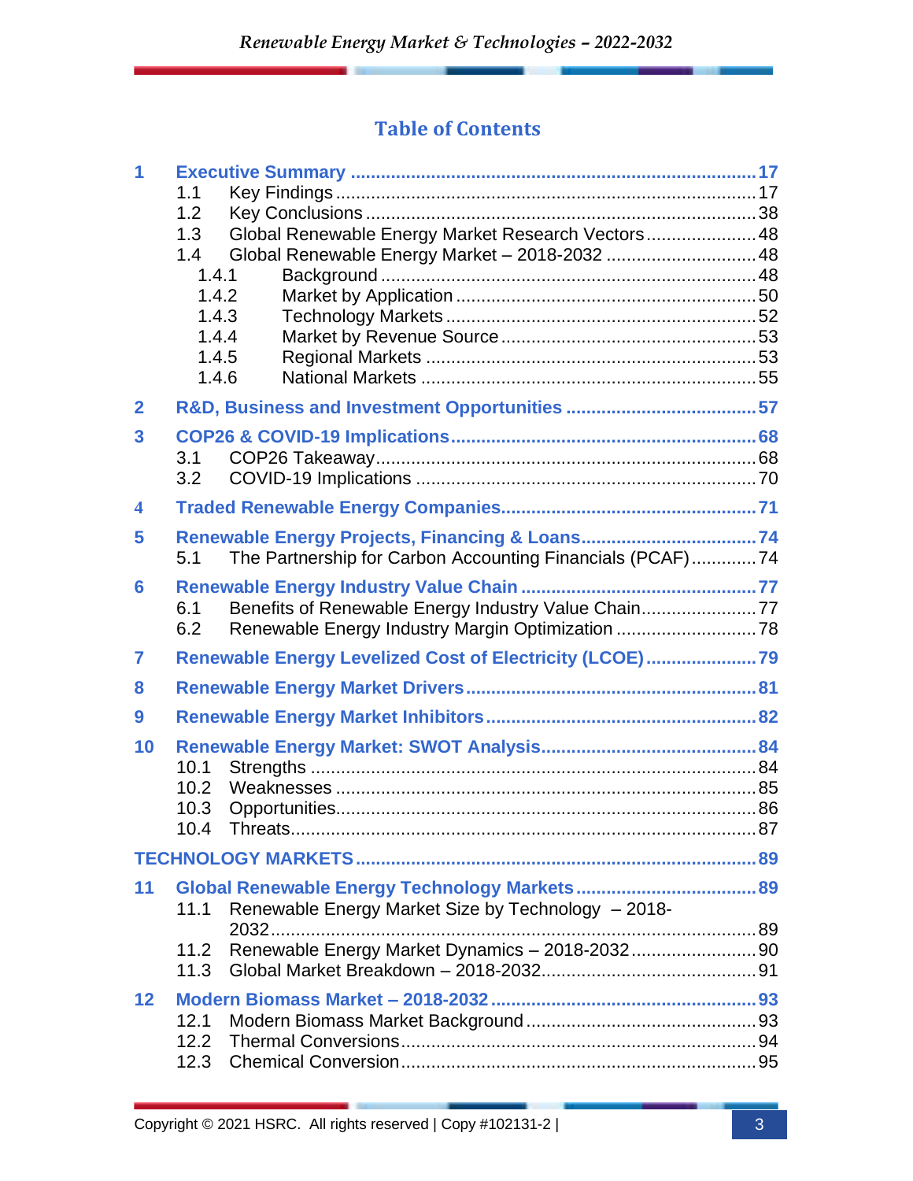# Table of Contents

- **1 Executive Summary** ... 17
  - 1.1 Key Findings ... 17
  - 1.2 Key Conclusions ... 38
  - 1.3 Global Renewable Energy Market Research Vectors ... 48
  - 1.4 Global Renewable Energy Market – 2018-2032 ... 48
    - 1.4.1 Background ... 48
    - 1.4.2 Market by Application ... 50
    - 1.4.3 Technology Markets ... 52
    - 1.4.4 Market by Revenue Source ... 53
    - 1.4.5 Regional Markets ... 53
    - 1.4.6 National Markets ... 55
- **2 R&D, Business and Investment Opportunities** ... 57
- **3 COP26 & COVID-19 Implications** ... 68
  - 3.1 COP26 Takeaway ... 68
  - 3.2 COVID-19 Implications ... 70
- **4 Traded Renewable Energy Companies** ... 71
- **5 Renewable Energy Projects, Financing & Loans** ... 74
  - 5.1 The Partnership for Carbon Accounting Financials (PCAF) ... 74
- **6 Renewable Energy Industry Value Chain** ... 77
  - 6.1 Benefits of Renewable Energy Industry Value Chain ... 77
  - 6.2 Renewable Energy Industry Margin Optimization ... 78
- **7 Renewable Energy Levelized Cost of Electricity (LCOE)** ... 79
- **8 Renewable Energy Market Drivers** ... 81
- **9 Renewable Energy Market Inhibitors** ... 82
- **10 Renewable Energy Market: SWOT Analysis** ... 84
  - 10.1 Strengths ... 84
  - 10.2 Weaknesses ... 85
  - 10.3 Opportunities ... 86
  - 10.4 Threats ... 87

**TECHNOLOGY MARKETS** ... 89

- **11 Global Renewable Energy Technology Markets** ... 89
  - 11.1 Renewable Energy Market Size by Technology – 2018-2032 ... 89
  - 11.2 Renewable Energy Market Dynamics – 2018-2032 ... 90
  - 11.3 Global Market Breakdown – 2018-2032 ... 91
- **12 Modern Biomass Market – 2018-2032** ... 93
  - 12.1 Modern Biomass Market Background ... 93
  - 12.2 Thermal Conversions ... 94
  - 12.3 Chemical Conversion ... 95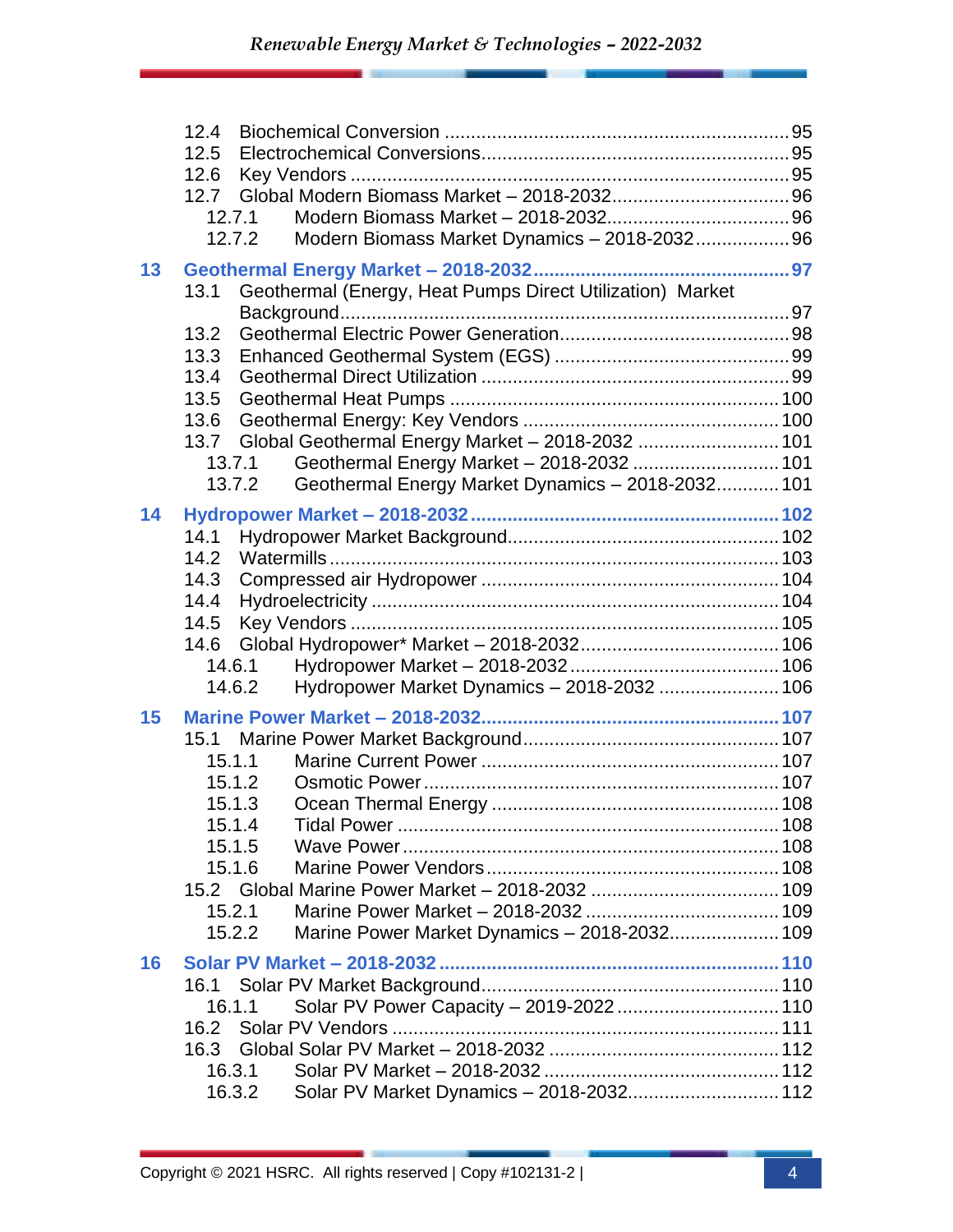12.4 Biochemical Conversion ................................................................ 95
12.5 Electrochemical Conversions.......................................................... 95
12.6 Key Vendors ................................................................................ 95
12.7 Global Modern Biomass Market – 2018-2032.................................. 96
12.7.1 Modern Biomass Market – 2018-2032.................................. 96
12.7.2 Modern Biomass Market Dynamics – 2018-2032.................. 96

**13 Geothermal Energy Market – 2018-2032 ................................................ 97**
13.1 Geothermal (Energy, Heat Pumps Direct Utilization) Market Background.................................................................................... 97
13.2 Geothermal Electric Power Generation........................................... 98
13.3 Enhanced Geothermal System (EGS) ............................................. 99
13.4 Geothermal Direct Utilization .......................................................... 99
13.5 Geothermal Heat Pumps ............................................................... 100
13.6 Geothermal Energy: Key Vendors ................................................. 100
13.7 Global Geothermal Energy Market – 2018-2032 ........................... 101
13.7.1 Geothermal Energy Market – 2018-2032 ............................ 101
13.7.2 Geothermal Energy Market Dynamics – 2018-2032............ 101

**14 Hydropower Market – 2018-2032 .......................................................... 102**
14.1 Hydropower Market Background................................................... 102
14.2 Watermills ..................................................................................... 103
14.3 Compressed air Hydropower ......................................................... 104
14.4 Hydroelectricity ............................................................................. 104
14.5 Key Vendors ................................................................................. 105
14.6 Global Hydropower* Market – 2018-2032...................................... 106
14.6.1 Hydropower Market – 2018-2032....................................... 106
14.6.2 Hydropower Market Dynamics – 2018-2032 ....................... 106

**15 Marine Power Market – 2018-2032....................................................... 107**
15.1 Marine Power Market Background................................................. 107
15.1.1 Marine Current Power ........................................................ 107
15.1.2 Osmotic Power................................................................... 107
15.1.3 Ocean Thermal Energy ...................................................... 108
15.1.4 Tidal Power ........................................................................ 108
15.1.5 Wave Power....................................................................... 108
15.1.6 Marine Power Vendors....................................................... 108
15.2 Global Marine Power Market – 2018-2032 .................................... 109
15.2.1 Marine Power Market – 2018-2032 .................................... 109
15.2.2 Marine Power Market Dynamics – 2018-2032..................... 109

**16 Solar PV Market – 2018-2032 ............................................................... 110**
16.1 Solar PV Market Background........................................................ 110
16.1.1 Solar PV Power Capacity – 2019-2022 ............................... 110
16.2 Solar PV Vendors ......................................................................... 111
16.3 Global Solar PV Market – 2018-2032 ............................................ 112
16.3.1 Solar PV Market – 2018-2032 ............................................ 112
16.3.2 Solar PV Market Dynamics – 2018-2032............................ 112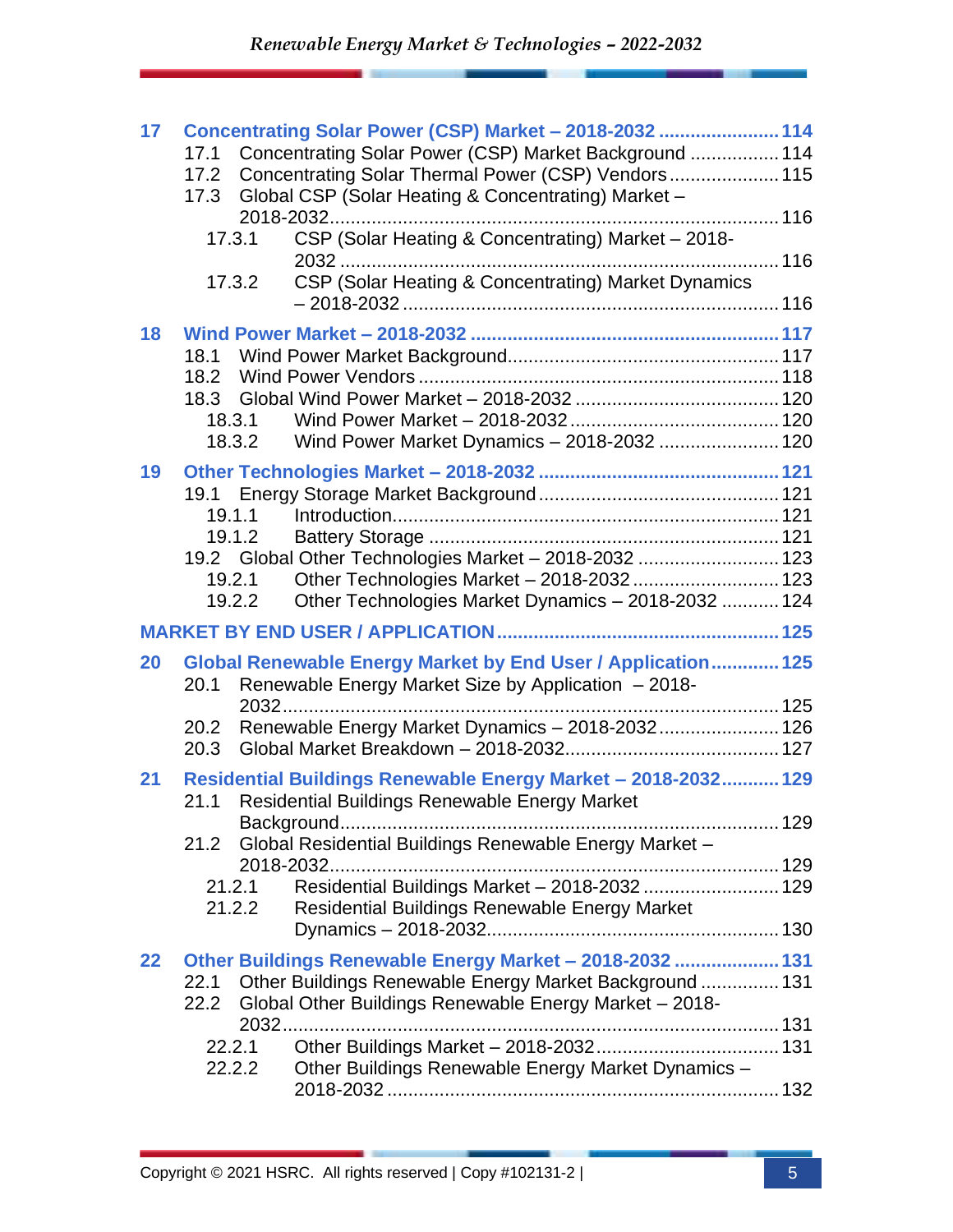- **17 Concentrating Solar Power (CSP) Market – 2018-2032 ........................ 114**
  - 17.1 Concentrating Solar Power (CSP) Market Background ................. 114
  - 17.2 Concentrating Solar Thermal Power (CSP) Vendors ..................... 115
  - 17.3 Global CSP (Solar Heating & Concentrating) Market – 2018-2032 ........................................................................... 116
    - 17.3.1 CSP (Solar Heating & Concentrating) Market – 2018-2032 ........................................................................... 116
    - 17.3.2 CSP (Solar Heating & Concentrating) Market Dynamics – 2018-2032 ........................................................................... 116
- **18 Wind Power Market – 2018-2032 ........................................................... 117**
  - 18.1 Wind Power Market Background ................................................... 117
  - 18.2 Wind Power Vendors ..................................................................... 118
  - 18.3 Global Wind Power Market – 2018-2032 ....................................... 120
    - 18.3.1 Wind Power Market – 2018-2032 ........................................ 120
    - 18.3.2 Wind Power Market Dynamics – 2018-2032 ....................... 120
- **19 Other Technologies Market – 2018-2032 .............................................. 121**
  - 19.1 Energy Storage Market Background ............................................. 121
    - 19.1.1 Introduction ......................................................................... 121
    - 19.1.2 Battery Storage ................................................................... 121
  - 19.2 Global Other Technologies Market – 2018-2032 ........................... 123
    - 19.2.1 Other Technologies Market – 2018-2032 ............................ 123
    - 19.2.2 Other Technologies Market Dynamics – 2018-2032 ........... 124

**MARKET BY END USER / APPLICATION ..................................................... 125**

- **20 Global Renewable Energy Market by End User / Application ............. 125**
  - 20.1 Renewable Energy Market Size by Application – 2018-2032 ........................................................................... 125
  - 20.2 Renewable Energy Market Dynamics – 2018-2032 ....................... 126
  - 20.3 Global Market Breakdown – 2018-2032 ......................................... 127
- **21 Residential Buildings Renewable Energy Market – 2018-2032 ........... 129**
  - 21.1 Residential Buildings Renewable Energy Market Background ................................................................................... 129
  - 21.2 Global Residential Buildings Renewable Energy Market – 2018-2032 ........................................................................... 129
    - 21.2.1 Residential Buildings Market – 2018-2032 .......................... 129
    - 21.2.2 Residential Buildings Renewable Energy Market Dynamics – 2018-2032 ....................................................... 130
- **22 Other Buildings Renewable Energy Market – 2018-2032 .................... 131**
  - 22.1 Other Buildings Renewable Energy Market Background ............... 131
  - 22.2 Global Other Buildings Renewable Energy Market – 2018-2032 ........................................................................... 131
    - 22.2.1 Other Buildings Market – 2018-2032 .................................. 131
    - 22.2.2 Other Buildings Renewable Energy Market Dynamics – 2018-2032 ........................................................................... 132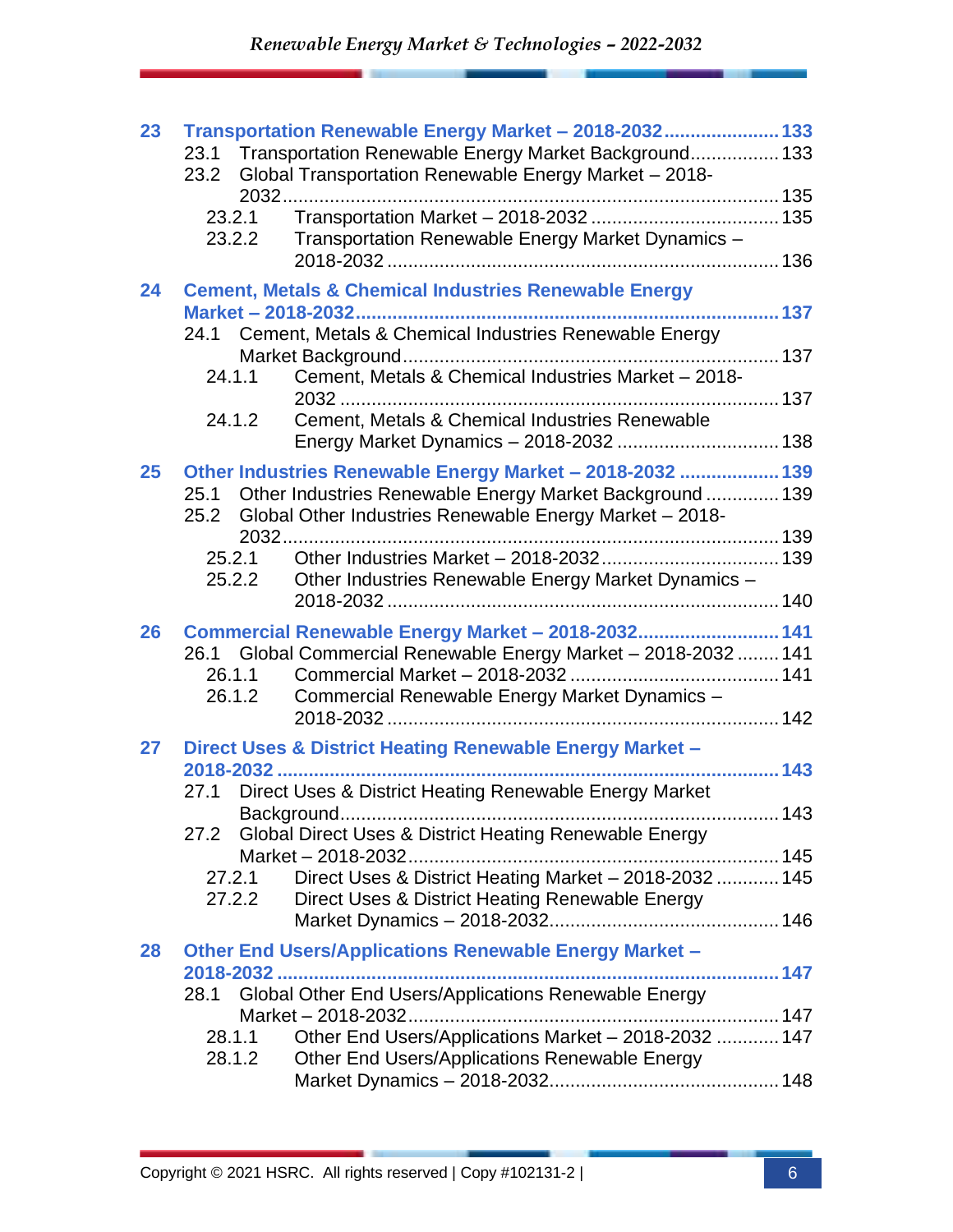**23 Transportation Renewable Energy Market – 2018-2032 ...................... 133**

- 23.1 Transportation Renewable Energy Market Background ................. 133
- 23.2 Global Transportation Renewable Energy Market – 2018-2032 ................ 135
  - 23.2.1 Transportation Market – 2018-2032 .................................... 135
  - 23.2.2 Transportation Renewable Energy Market Dynamics – 2018-2032 ......................... 136

**24 Cement, Metals & Chemical Industries Renewable Energy Market – 2018-2032 ................ 137**

- 24.1 Cement, Metals & Chemical Industries Renewable Energy Market Background ................ 137
  - 24.1.1 Cement, Metals & Chemical Industries Market – 2018-2032 ................ 137
  - 24.1.2 Cement, Metals & Chemical Industries Renewable Energy Market Dynamics – 2018-2032 ............................... 138

**25 Other Industries Renewable Energy Market – 2018-2032 ................... 139**

- 25.1 Other Industries Renewable Energy Market Background .............. 139
- 25.2 Global Other Industries Renewable Energy Market – 2018-2032 ................ 139
  - 25.2.1 Other Industries Market – 2018-2032 .................................. 139
  - 25.2.2 Other Industries Renewable Energy Market Dynamics – 2018-2032 ......................... 140

**26 Commercial Renewable Energy Market – 2018-2032 ........................... 141**

- 26.1 Global Commercial Renewable Energy Market – 2018-2032 ......... 141
  - 26.1.1 Commercial Market – 2018-2032 ........................................ 141
  - 26.1.2 Commercial Renewable Energy Market Dynamics – 2018-2032 ......................... 142

**27 Direct Uses & District Heating Renewable Energy Market – 2018-2032 ................ 143**

- 27.1 Direct Uses & District Heating Renewable Energy Market Background ................ 143
- 27.2 Global Direct Uses & District Heating Renewable Energy Market – 2018-2032 ................ 145
  - 27.2.1 Direct Uses & District Heating Market – 2018-2032 ............ 145
  - 27.2.2 Direct Uses & District Heating Renewable Energy Market Dynamics – 2018-2032 ........................................... 146

**28 Other End Users/Applications Renewable Energy Market – 2018-2032 ................ 147**

- 28.1 Global Other End Users/Applications Renewable Energy Market – 2018-2032 ................ 147
  - 28.1.1 Other End Users/Applications Market – 2018-2032 ............ 147
  - 28.1.2 Other End Users/Applications Renewable Energy Market Dynamics – 2018-2032 ........................................... 148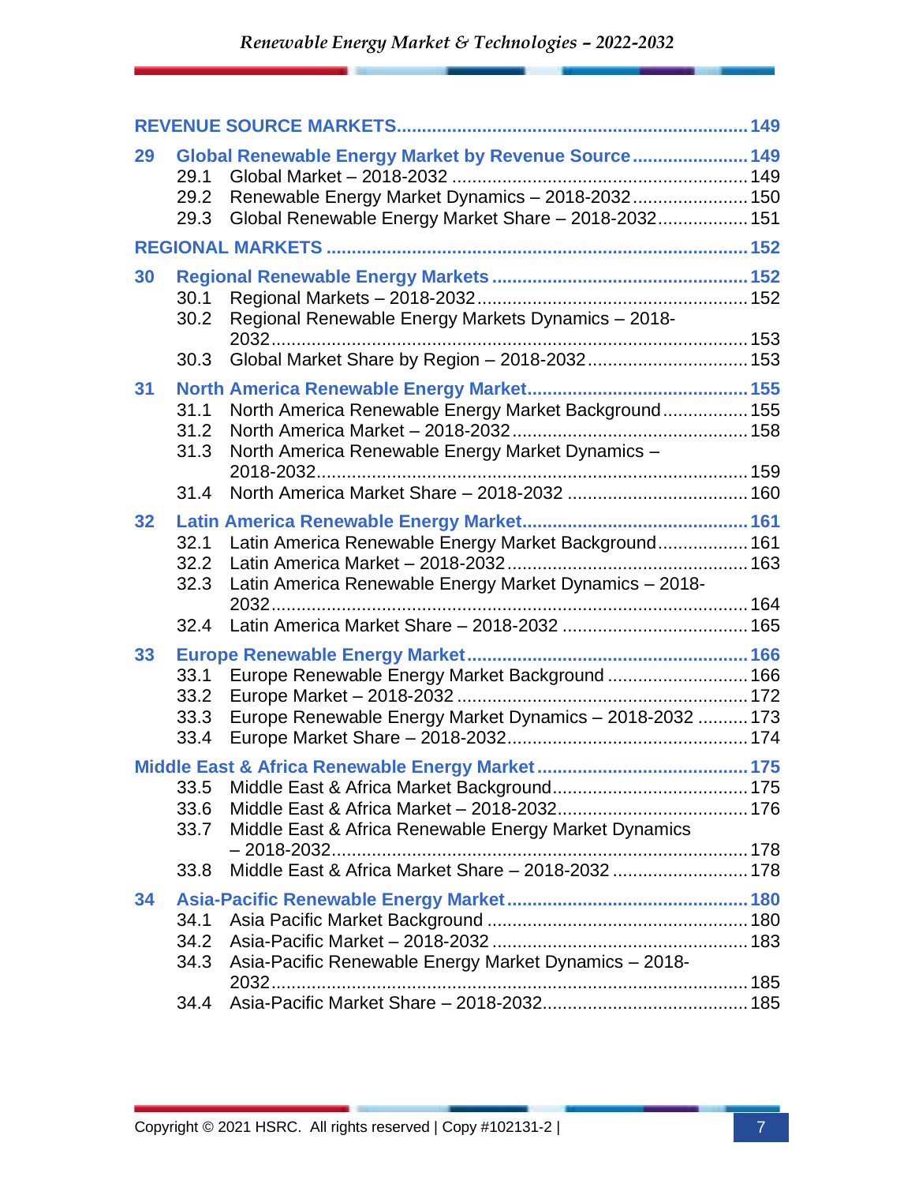**REVENUE SOURCE MARKETS** .......... 149

**29 Global Renewable Energy Market by Revenue Source** .......... 149

- 29.1 Global Market – 2018-2032 .......... 149
- 29.2 Renewable Energy Market Dynamics – 2018-2032 .......... 150
- 29.3 Global Renewable Energy Market Share – 2018-2032 .......... 151

**REGIONAL MARKETS** .......... 152

**30 Regional Renewable Energy Markets** .......... 152

- 30.1 Regional Markets – 2018-2032 .......... 152
- 30.2 Regional Renewable Energy Markets Dynamics – 2018-2032 .......... 153
- 30.3 Global Market Share by Region – 2018-2032 .......... 153

**31 North America Renewable Energy Market** .......... 155

- 31.1 North America Renewable Energy Market Background .......... 155
- 31.2 North America Market – 2018-2032 .......... 158
- 31.3 North America Renewable Energy Market Dynamics – 2018-2032 .......... 159
- 31.4 North America Market Share – 2018-2032 .......... 160

**32 Latin America Renewable Energy Market** .......... 161

- 32.1 Latin America Renewable Energy Market Background .......... 161
- 32.2 Latin America Market – 2018-2032 .......... 163
- 32.3 Latin America Renewable Energy Market Dynamics – 2018-2032 .......... 164
- 32.4 Latin America Market Share – 2018-2032 .......... 165

**33 Europe Renewable Energy Market** .......... 166

- 33.1 Europe Renewable Energy Market Background .......... 166
- 33.2 Europe Market – 2018-2032 .......... 172
- 33.3 Europe Renewable Energy Market Dynamics – 2018-2032 .......... 173
- 33.4 Europe Market Share – 2018-2032 .......... 174

**Middle East & Africa Renewable Energy Market** .......... 175

- 33.5 Middle East & Africa Market Background .......... 175
- 33.6 Middle East & Africa Market – 2018-2032 .......... 176
- 33.7 Middle East & Africa Renewable Energy Market Dynamics – 2018-2032 .......... 178
- 33.8 Middle East & Africa Market Share – 2018-2032 .......... 178

**34 Asia-Pacific Renewable Energy Market** .......... 180

- 34.1 Asia Pacific Market Background .......... 180
- 34.2 Asia-Pacific Market – 2018-2032 .......... 183
- 34.3 Asia-Pacific Renewable Energy Market Dynamics – 2018-2032 .......... 185
- 34.4 Asia-Pacific Market Share – 2018-2032 .......... 185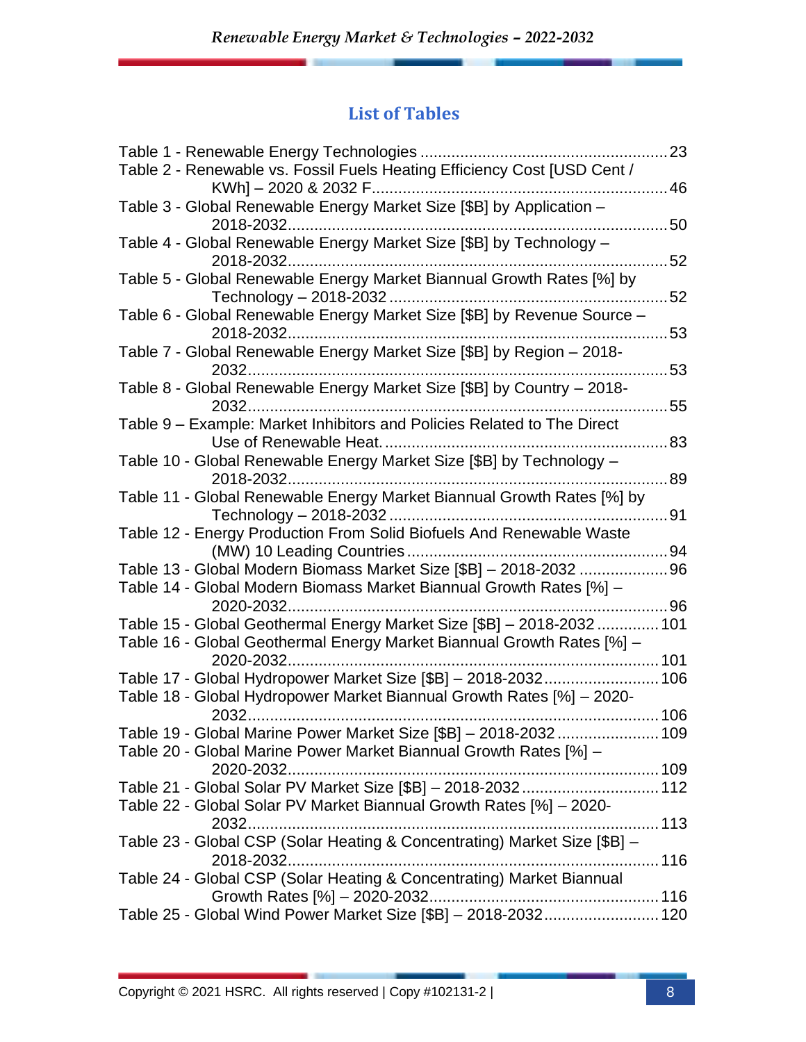## List of Tables

Table 1 - Renewable Energy Technologies ........................................................ 23
Table 2 - Renewable vs. Fossil Fuels Heating Efficiency Cost [USD Cent / KWh] – 2020 & 2032 F.................................................................. 46
Table 3 - Global Renewable Energy Market Size [$B] by Application – 2018-2032..................................................................................... 50
Table 4 - Global Renewable Energy Market Size [$B] by Technology – 2018-2032..................................................................................... 52
Table 5 - Global Renewable Energy Market Biannual Growth Rates [%] by Technology – 2018-2032 ............................................................... 52
Table 6 - Global Renewable Energy Market Size [$B] by Revenue Source – 2018-2032..................................................................................... 53
Table 7 - Global Renewable Energy Market Size [$B] by Region – 2018-2032.............................................................................................. 53
Table 8 - Global Renewable Energy Market Size [$B] by Country – 2018-2032.............................................................................................. 55
Table 9 – Example: Market Inhibitors and Policies Related to The Direct Use of Renewable Heat. ................................................................ 83
Table 10 - Global Renewable Energy Market Size [$B] by Technology – 2018-2032..................................................................................... 89
Table 11 - Global Renewable Energy Market Biannual Growth Rates [%] by Technology – 2018-2032 .............................................................. 91
Table 12 - Energy Production From Solid Biofuels And Renewable Waste (MW) 10 Leading Countries ........................................................... 94
Table 13 - Global Modern Biomass Market Size [$B] – 2018-2032 .................... 96
Table 14 - Global Modern Biomass Market Biannual Growth Rates [%] – 2020-2032..................................................................................... 96
Table 15 - Global Geothermal Energy Market Size [$B] – 2018-2032 .............. 101
Table 16 - Global Geothermal Energy Market Biannual Growth Rates [%] – 2020-2032................................................................................... 101
Table 17 - Global Hydropower Market Size [$B] – 2018-2032.......................... 106
Table 18 - Global Hydropower Market Biannual Growth Rates [%] – 2020-2032............................................................................................. 106
Table 19 - Global Marine Power Market Size [$B] – 2018-2032....................... 109
Table 20 - Global Marine Power Market Biannual Growth Rates [%] – 2020-2032................................................................................... 109
Table 21 - Global Solar PV Market Size [$B] – 2018-2032............................... 112
Table 22 - Global Solar PV Market Biannual Growth Rates [%] – 2020-2032............................................................................................. 113
Table 23 - Global CSP (Solar Heating & Concentrating) Market Size [$B] – 2018-2032................................................................................... 116
Table 24 - Global CSP (Solar Heating & Concentrating) Market Biannual Growth Rates [%] – 2020-2032.................................................... 116
Table 25 - Global Wind Power Market Size [$B] – 2018-2032.......................... 120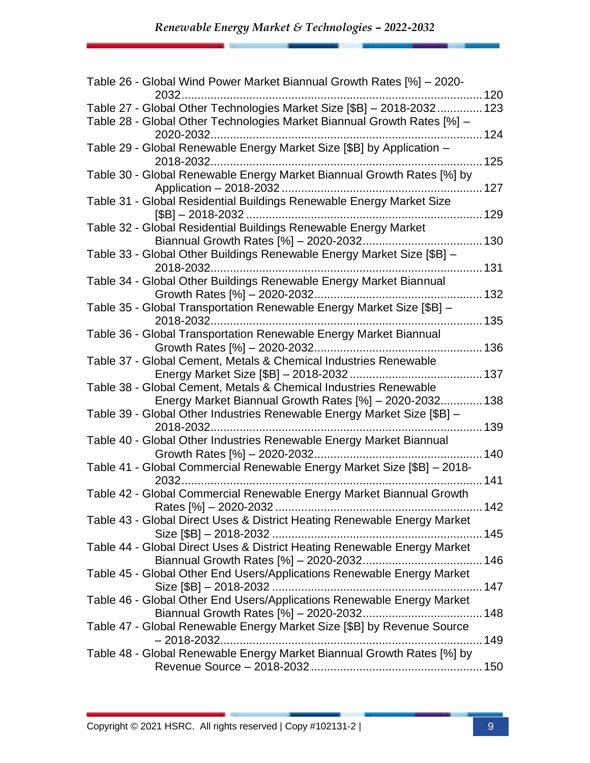Table 26 - Global Wind Power Market Biannual Growth Rates [%] – 2020-2032 ............ 120
Table 27 - Global Other Technologies Market Size [$B] – 2018-2032 ............ 123
Table 28 - Global Other Technologies Market Biannual Growth Rates [%] – 2020-2032 ............ 124
Table 29 - Global Renewable Energy Market Size [$B] by Application – 2018-2032 ............ 125
Table 30 - Global Renewable Energy Market Biannual Growth Rates [%] by Application – 2018-2032 ............ 127
Table 31 - Global Residential Buildings Renewable Energy Market Size [$B] – 2018-2032 ............ 129
Table 32 - Global Residential Buildings Renewable Energy Market Biannual Growth Rates [%] – 2020-2032 ............ 130
Table 33 - Global Other Buildings Renewable Energy Market Size [$B] – 2018-2032 ............ 131
Table 34 - Global Other Buildings Renewable Energy Market Biannual Growth Rates [%] – 2020-2032 ............ 132
Table 35 - Global Transportation Renewable Energy Market Size [$B] – 2018-2032 ............ 135
Table 36 - Global Transportation Renewable Energy Market Biannual Growth Rates [%] – 2020-2032 ............ 136
Table 37 - Global Cement, Metals & Chemical Industries Renewable Energy Market Size [$B] – 2018-2032 ............ 137
Table 38 - Global Cement, Metals & Chemical Industries Renewable Energy Market Biannual Growth Rates [%] – 2020-2032 ............ 138
Table 39 - Global Other Industries Renewable Energy Market Size [$B] – 2018-2032 ............ 139
Table 40 - Global Other Industries Renewable Energy Market Biannual Growth Rates [%] – 2020-2032 ............ 140
Table 41 - Global Commercial Renewable Energy Market Size [$B] – 2018-2032 ............ 141
Table 42 - Global Commercial Renewable Energy Market Biannual Growth Rates [%] – 2020-2032 ............ 142
Table 43 - Global Direct Uses & District Heating Renewable Energy Market Size [$B] – 2018-2032 ............ 145
Table 44 - Global Direct Uses & District Heating Renewable Energy Market Biannual Growth Rates [%] – 2020-2032 ............ 146
Table 45 - Global Other End Users/Applications Renewable Energy Market Size [$B] – 2018-2032 ............ 147
Table 46 - Global Other End Users/Applications Renewable Energy Market Biannual Growth Rates [%] – 2020-2032 ............ 148
Table 47 - Global Renewable Energy Market Size [$B] by Revenue Source – 2018-2032 ............ 149
Table 48 - Global Renewable Energy Market Biannual Growth Rates [%] by Revenue Source – 2018-2032 ............ 150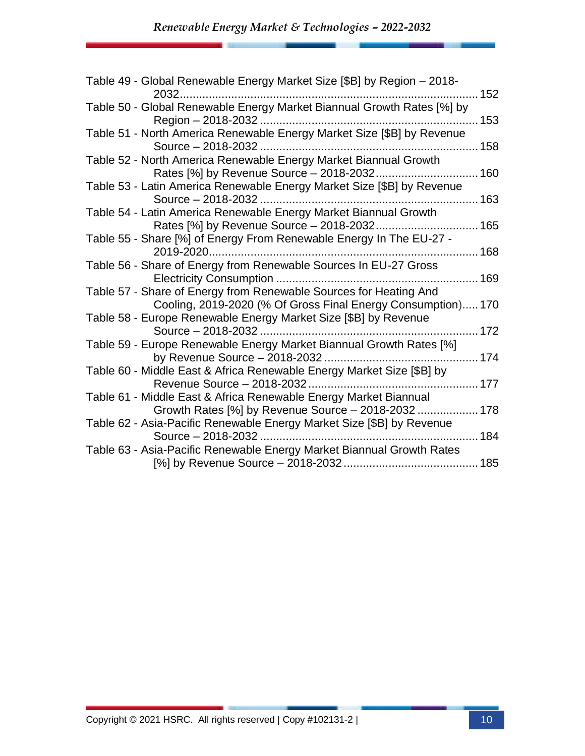Table 49 - Global Renewable Energy Market Size [$B] by Region – 2018-2032 .......... 152

Table 50 - Global Renewable Energy Market Biannual Growth Rates [%] by Region – 2018-2032 .......... 153

Table 51 - North America Renewable Energy Market Size [$B] by Revenue Source – 2018-2032 .......... 158

Table 52 - North America Renewable Energy Market Biannual Growth Rates [%] by Revenue Source – 2018-2032 .......... 160

Table 53 - Latin America Renewable Energy Market Size [$B] by Revenue Source – 2018-2032 .......... 163

Table 54 - Latin America Renewable Energy Market Biannual Growth Rates [%] by Revenue Source – 2018-2032 .......... 165

Table 55 - Share [%] of Energy From Renewable Energy In The EU-27 - 2019-2020 .......... 168

Table 56 - Share of Energy from Renewable Sources In EU-27 Gross Electricity Consumption .......... 169

Table 57 - Share of Energy from Renewable Sources for Heating And Cooling, 2019-2020 (% Of Gross Final Energy Consumption) .......... 170

Table 58 - Europe Renewable Energy Market Size [$B] by Revenue Source – 2018-2032 .......... 172

Table 59 - Europe Renewable Energy Market Biannual Growth Rates [%] by Revenue Source – 2018-2032 .......... 174

Table 60 - Middle East & Africa Renewable Energy Market Size [$B] by Revenue Source – 2018-2032 .......... 177

Table 61 - Middle East & Africa Renewable Energy Market Biannual Growth Rates [%] by Revenue Source – 2018-2032 .......... 178

Table 62 - Asia-Pacific Renewable Energy Market Size [$B] by Revenue Source – 2018-2032 .......... 184

Table 63 - Asia-Pacific Renewable Energy Market Biannual Growth Rates [%] by Revenue Source – 2018-2032 .......... 185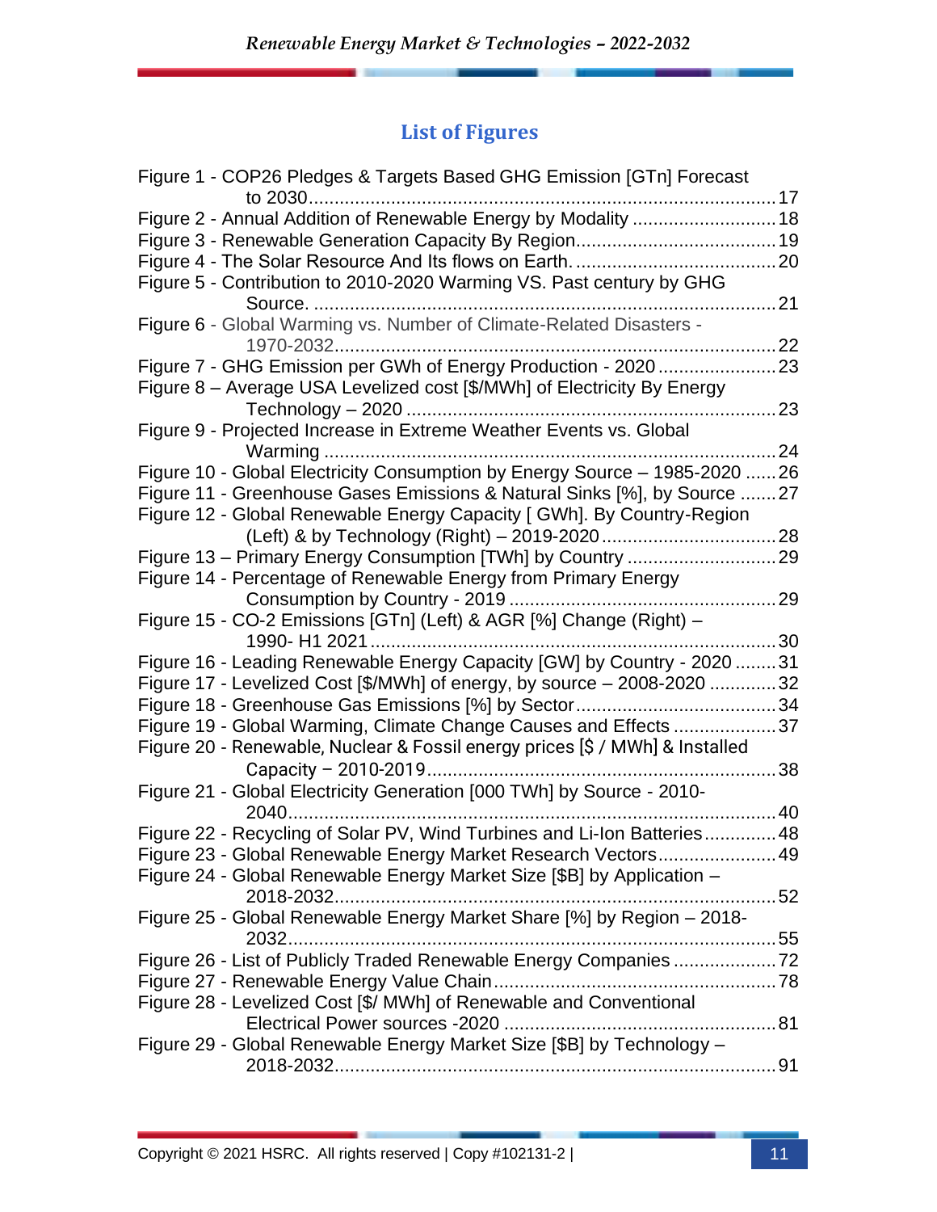## List of Figures

Figure 1 - COP26 Pledges & Targets Based GHG Emission [GTn] Forecast to 2030 ... 17
Figure 2 - Annual Addition of Renewable Energy by Modality ... 18
Figure 3 - Renewable Generation Capacity By Region ... 19
Figure 4 - The Solar Resource And Its flows on Earth. ... 20
Figure 5 - Contribution to 2010-2020 Warming VS. Past century by GHG Source. ... 21
Figure 6 - Global Warming vs. Number of Climate-Related Disasters - 1970-2032 ... 22
Figure 7 - GHG Emission per GWh of Energy Production - 2020 ... 23
Figure 8 – Average USA Levelized cost [$/MWh] of Electricity By Energy Technology – 2020 ... 23
Figure 9 - Projected Increase in Extreme Weather Events vs. Global Warming ... 24
Figure 10 - Global Electricity Consumption by Energy Source – 1985-2020 ... 26
Figure 11 - Greenhouse Gases Emissions & Natural Sinks [%], by Source ... 27
Figure 12 - Global Renewable Energy Capacity [ GWh]. By Country-Region (Left) & by Technology (Right) – 2019-2020 ... 28
Figure 13 – Primary Energy Consumption [TWh] by Country ... 29
Figure 14 - Percentage of Renewable Energy from Primary Energy Consumption by Country - 2019 ... 29
Figure 15 - CO-2 Emissions [GTn] (Left) & AGR [%] Change (Right) – 1990- H1 2021 ... 30
Figure 16 - Leading Renewable Energy Capacity [GW] by Country - 2020 ... 31
Figure 17 - Levelized Cost [$/MWh] of energy, by source – 2008-2020 ... 32
Figure 18 - Greenhouse Gas Emissions [%] by Sector ... 34
Figure 19 - Global Warming, Climate Change Causes and Effects ... 37
Figure 20 - Renewable, Nuclear & Fossil energy prices [$ / MWh] & Installed Capacity − 2010-2019 ... 38
Figure 21 - Global Electricity Generation [000 TWh] by Source - 2010-2040 ... 40
Figure 22 - Recycling of Solar PV, Wind Turbines and Li-Ion Batteries ... 48
Figure 23 - Global Renewable Energy Market Research Vectors ... 49
Figure 24 - Global Renewable Energy Market Size [$B] by Application – 2018-2032 ... 52
Figure 25 - Global Renewable Energy Market Share [%] by Region – 2018-2032 ... 55
Figure 26 - List of Publicly Traded Renewable Energy Companies ... 72
Figure 27 - Renewable Energy Value Chain ... 78
Figure 28 - Levelized Cost [$/ MWh] of Renewable and Conventional Electrical Power sources -2020 ... 81
Figure 29 - Global Renewable Energy Market Size [$B] by Technology – 2018-2032 ... 91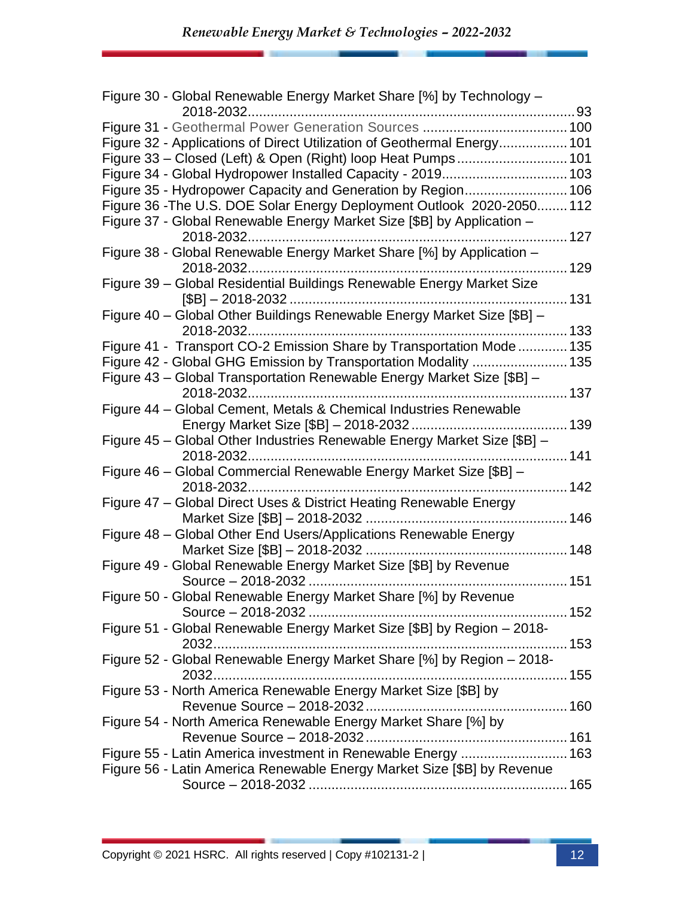Figure 30 - Global Renewable Energy Market Share [%] by Technology – 2018-2032 ..... 93
Figure 31 - Geothermal Power Generation Sources ..... 100
Figure 32 - Applications of Direct Utilization of Geothermal Energy ..... 101
Figure 33 – Closed (Left) & Open (Right) loop Heat Pumps ..... 101
Figure 34 - Global Hydropower Installed Capacity - 2019 ..... 103
Figure 35 - Hydropower Capacity and Generation by Region ..... 106
Figure 36 -The U.S. DOE Solar Energy Deployment Outlook 2020-2050 ..... 112
Figure 37 - Global Renewable Energy Market Size [$B] by Application – 2018-2032 ..... 127
Figure 38 - Global Renewable Energy Market Share [%] by Application – 2018-2032 ..... 129
Figure 39 – Global Residential Buildings Renewable Energy Market Size [$B] – 2018-2032 ..... 131
Figure 40 – Global Other Buildings Renewable Energy Market Size [$B] – 2018-2032 ..... 133
Figure 41 - Transport CO-2 Emission Share by Transportation Mode ..... 135
Figure 42 - Global GHG Emission by Transportation Modality ..... 135
Figure 43 – Global Transportation Renewable Energy Market Size [$B] – 2018-2032 ..... 137
Figure 44 – Global Cement, Metals & Chemical Industries Renewable Energy Market Size [$B] – 2018-2032 ..... 139
Figure 45 – Global Other Industries Renewable Energy Market Size [$B] – 2018-2032 ..... 141
Figure 46 – Global Commercial Renewable Energy Market Size [$B] – 2018-2032 ..... 142
Figure 47 – Global Direct Uses & District Heating Renewable Energy Market Size [$B] – 2018-2032 ..... 146
Figure 48 – Global Other End Users/Applications Renewable Energy Market Size [$B] – 2018-2032 ..... 148
Figure 49 - Global Renewable Energy Market Size [$B] by Revenue Source – 2018-2032 ..... 151
Figure 50 - Global Renewable Energy Market Share [%] by Revenue Source – 2018-2032 ..... 152
Figure 51 - Global Renewable Energy Market Size [$B] by Region – 2018-2032 ..... 153
Figure 52 - Global Renewable Energy Market Share [%] by Region – 2018-2032 ..... 155
Figure 53 - North America Renewable Energy Market Size [$B] by Revenue Source – 2018-2032 ..... 160
Figure 54 - North America Renewable Energy Market Share [%] by Revenue Source – 2018-2032 ..... 161
Figure 55 - Latin America investment in Renewable Energy ..... 163
Figure 56 - Latin America Renewable Energy Market Size [$B] by Revenue Source – 2018-2032 ..... 165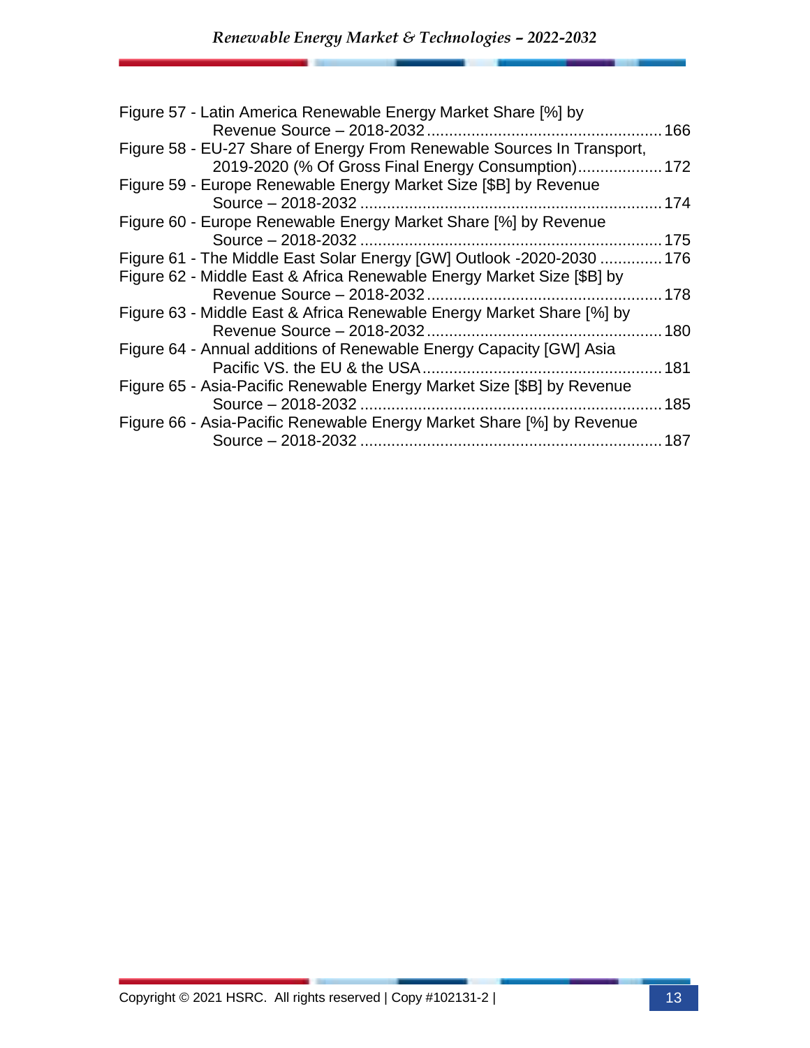Figure 57 - Latin America Renewable Energy Market Share [%] by Revenue Source – 2018-2032 .... 166

Figure 58 - EU-27 Share of Energy From Renewable Sources In Transport, 2019-2020 (% Of Gross Final Energy Consumption) .... 172

Figure 59 - Europe Renewable Energy Market Size [$B] by Revenue Source – 2018-2032 .... 174

Figure 60 - Europe Renewable Energy Market Share [%] by Revenue Source – 2018-2032 .... 175

Figure 61 - The Middle East Solar Energy [GW] Outlook -2020-2030 .... 176

Figure 62 - Middle East & Africa Renewable Energy Market Size [$B] by Revenue Source – 2018-2032 .... 178

Figure 63 - Middle East & Africa Renewable Energy Market Share [%] by Revenue Source – 2018-2032 .... 180

Figure 64 - Annual additions of Renewable Energy Capacity [GW] Asia Pacific VS. the EU & the USA .... 181

Figure 65 - Asia-Pacific Renewable Energy Market Size [$B] by Revenue Source – 2018-2032 .... 185

Figure 66 - Asia-Pacific Renewable Energy Market Share [%] by Revenue Source – 2018-2032 .... 187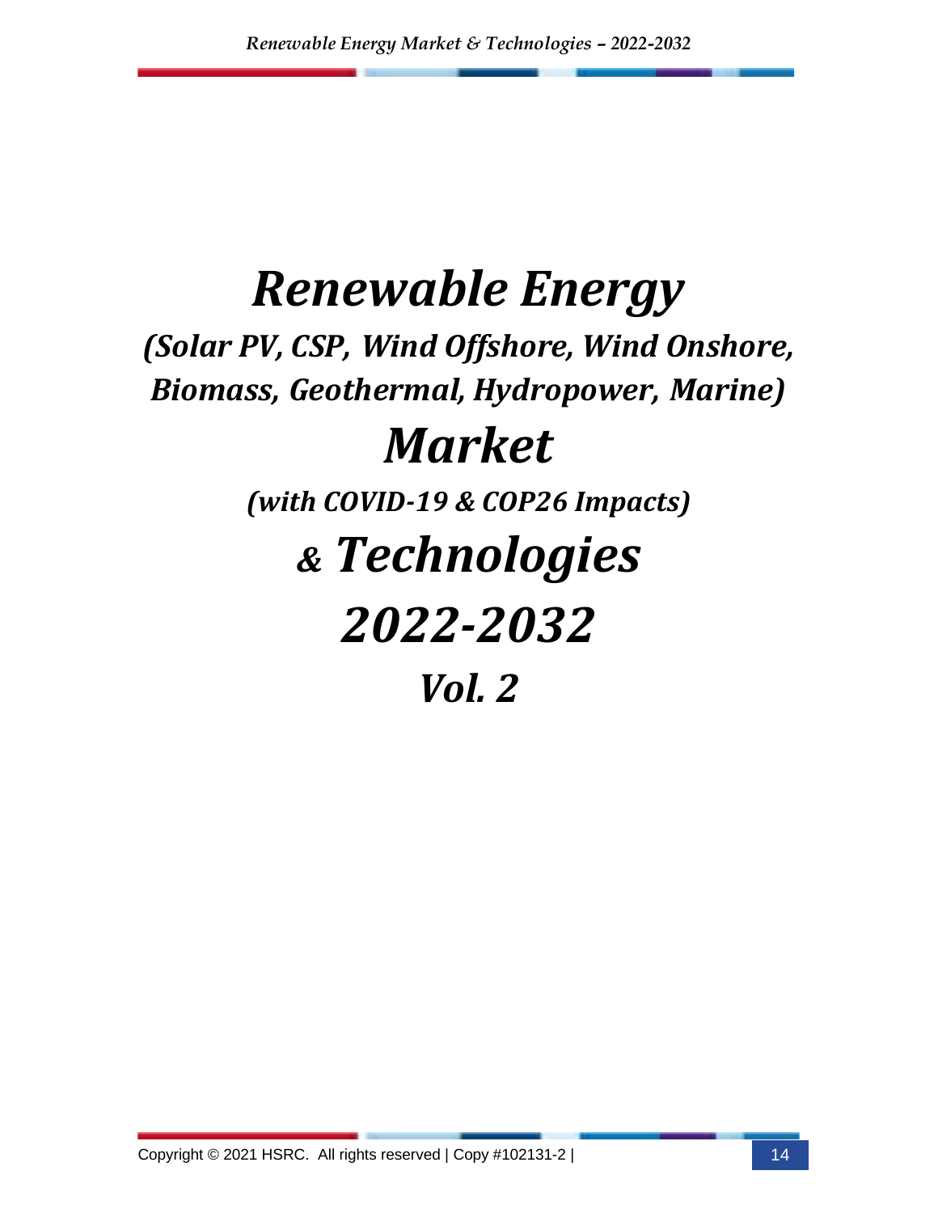# *Renewable Energy*

## *(Solar PV, CSP, Wind Offshore, Wind Onshore, Biomass, Geothermal, Hydropower, Marine)*

# *Market*

## *(with COVID-19 & COP26 Impacts)*

# *& Technologies*

# *2022-2032*

## *Vol. 2*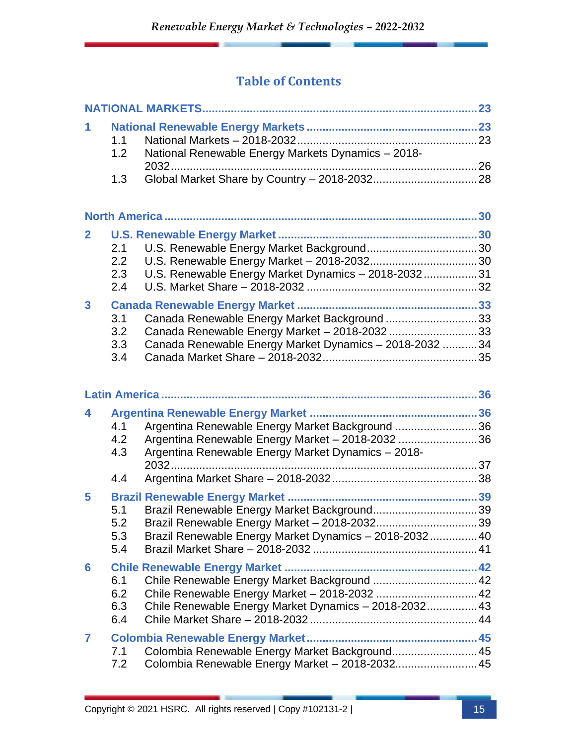## Table of Contents

**NATIONAL MARKETS** ........ 23

**1 National Renewable Energy Markets** ........ 23

- 1.1 National Markets – 2018-2032 ........ 23
- 1.2 National Renewable Energy Markets Dynamics – 2018-2032 ........ 26
- 1.3 Global Market Share by Country – 2018-2032 ........ 28

**North America** ........ 30

**2 U.S. Renewable Energy Market** ........ 30

- 2.1 U.S. Renewable Energy Market Background ........ 30
- 2.2 U.S. Renewable Energy Market – 2018-2032 ........ 30
- 2.3 U.S. Renewable Energy Market Dynamics – 2018-2032 ........ 31
- 2.4 U.S. Market Share – 2018-2032 ........ 32

**3 Canada Renewable Energy Market** ........ 33

- 3.1 Canada Renewable Energy Market Background ........ 33
- 3.2 Canada Renewable Energy Market – 2018-2032 ........ 33
- 3.3 Canada Renewable Energy Market Dynamics – 2018-2032 ........ 34
- 3.4 Canada Market Share – 2018-2032 ........ 35

**Latin America** ........ 36

**4 Argentina Renewable Energy Market** ........ 36

- 4.1 Argentina Renewable Energy Market Background ........ 36
- 4.2 Argentina Renewable Energy Market – 2018-2032 ........ 36
- 4.3 Argentina Renewable Energy Market Dynamics – 2018-2032 ........ 37
- 4.4 Argentina Market Share – 2018-2032 ........ 38

**5 Brazil Renewable Energy Market** ........ 39

- 5.1 Brazil Renewable Energy Market Background ........ 39
- 5.2 Brazil Renewable Energy Market – 2018-2032 ........ 39
- 5.3 Brazil Renewable Energy Market Dynamics – 2018-2032 ........ 40
- 5.4 Brazil Market Share – 2018-2032 ........ 41

**6 Chile Renewable Energy Market** ........ 42

- 6.1 Chile Renewable Energy Market Background ........ 42
- 6.2 Chile Renewable Energy Market – 2018-2032 ........ 42
- 6.3 Chile Renewable Energy Market Dynamics – 2018-2032 ........ 43
- 6.4 Chile Market Share – 2018-2032 ........ 44

**7 Colombia Renewable Energy Market** ........ 45

- 7.1 Colombia Renewable Energy Market Background ........ 45
- 7.2 Colombia Renewable Energy Market – 2018-2032 ........ 45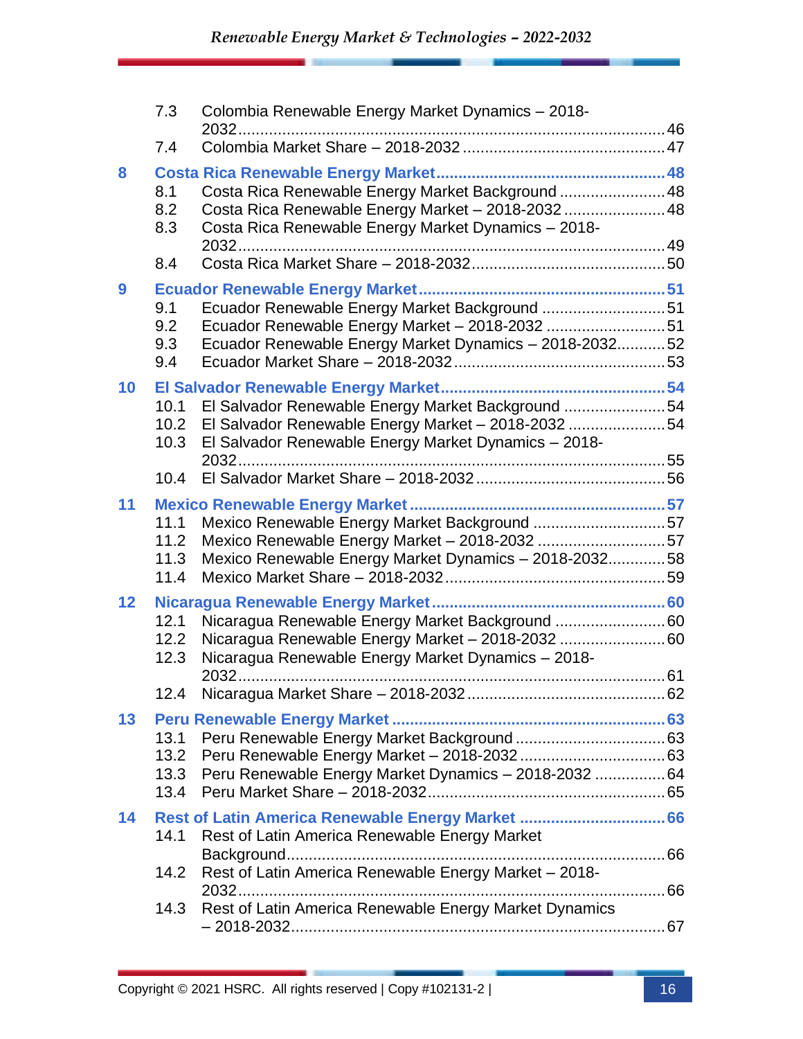7.3 Colombia Renewable Energy Market Dynamics – 2018-2032 ........ 46
7.4 Colombia Market Share – 2018-2032 ........ 47

**8 Costa Rica Renewable Energy Market ........ 48**
8.1 Costa Rica Renewable Energy Market Background ........ 48
8.2 Costa Rica Renewable Energy Market – 2018-2032 ........ 48
8.3 Costa Rica Renewable Energy Market Dynamics – 2018-2032 ........ 49
8.4 Costa Rica Market Share – 2018-2032 ........ 50

**9 Ecuador Renewable Energy Market ........ 51**
9.1 Ecuador Renewable Energy Market Background ........ 51
9.2 Ecuador Renewable Energy Market – 2018-2032 ........ 51
9.3 Ecuador Renewable Energy Market Dynamics – 2018-2032 ........ 52
9.4 Ecuador Market Share – 2018-2032 ........ 53

**10 El Salvador Renewable Energy Market ........ 54**
10.1 El Salvador Renewable Energy Market Background ........ 54
10.2 El Salvador Renewable Energy Market – 2018-2032 ........ 54
10.3 El Salvador Renewable Energy Market Dynamics – 2018-2032 ........ 55
10.4 El Salvador Market Share – 2018-2032 ........ 56

**11 Mexico Renewable Energy Market ........ 57**
11.1 Mexico Renewable Energy Market Background ........ 57
11.2 Mexico Renewable Energy Market – 2018-2032 ........ 57
11.3 Mexico Renewable Energy Market Dynamics – 2018-2032 ........ 58
11.4 Mexico Market Share – 2018-2032 ........ 59

**12 Nicaragua Renewable Energy Market ........ 60**
12.1 Nicaragua Renewable Energy Market Background ........ 60
12.2 Nicaragua Renewable Energy Market – 2018-2032 ........ 60
12.3 Nicaragua Renewable Energy Market Dynamics – 2018-2032 ........ 61
12.4 Nicaragua Market Share – 2018-2032 ........ 62

**13 Peru Renewable Energy Market ........ 63**
13.1 Peru Renewable Energy Market Background ........ 63
13.2 Peru Renewable Energy Market – 2018-2032 ........ 63
13.3 Peru Renewable Energy Market Dynamics – 2018-2032 ........ 64
13.4 Peru Market Share – 2018-2032 ........ 65

**14 Rest of Latin America Renewable Energy Market ........ 66**
14.1 Rest of Latin America Renewable Energy Market Background ........ 66
14.2 Rest of Latin America Renewable Energy Market – 2018-2032 ........ 66
14.3 Rest of Latin America Renewable Energy Market Dynamics – 2018-2032 ........ 67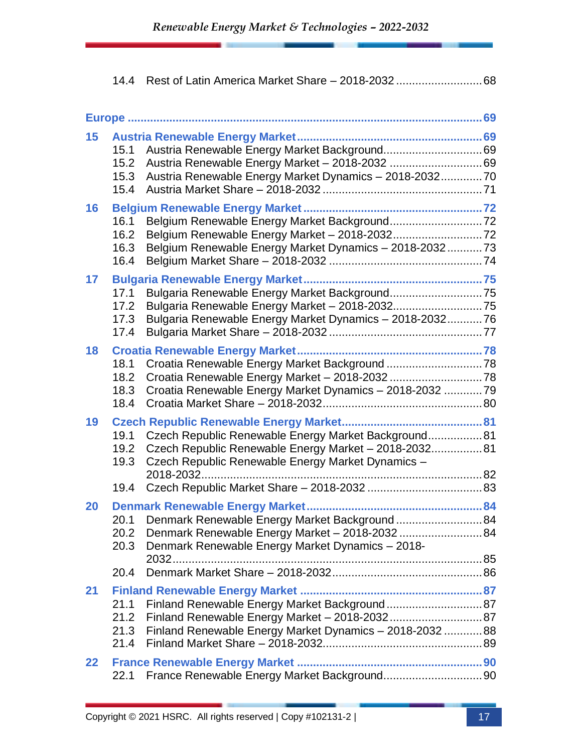14.4 Rest of Latin America Market Share – 2018-2032 .......................... 68

**Europe** ............................................................................................. **69**

**15 Austria Renewable Energy Market** ..................................................... **69**
15.1 Austria Renewable Energy Market Background.............................. 69
15.2 Austria Renewable Energy Market – 2018-2032 ............................ 69
15.3 Austria Renewable Energy Market Dynamics – 2018-2032............. 70
15.4 Austria Market Share – 2018-2032 ................................................ 71

**16 Belgium Renewable Energy Market** ................................................... **72**
16.1 Belgium Renewable Energy Market Background............................ 72
16.2 Belgium Renewable Energy Market – 2018-2032........................... 72
16.3 Belgium Renewable Energy Market Dynamics – 2018-2032........... 73
16.4 Belgium Market Share – 2018-2032 .............................................. 74

**17 Bulgaria Renewable Energy Market** ................................................... **75**
17.1 Bulgaria Renewable Energy Market Background............................ 75
17.2 Bulgaria Renewable Energy Market – 2018-2032........................... 75
17.3 Bulgaria Renewable Energy Market Dynamics – 2018-2032........... 76
17.4 Bulgaria Market Share – 2018-2032 .............................................. 77

**18 Croatia Renewable Energy Market** ..................................................... **78**
18.1 Croatia Renewable Energy Market Background ............................. 78
18.2 Croatia Renewable Energy Market – 2018-2032 ............................ 78
18.3 Croatia Renewable Energy Market Dynamics – 2018-2032 ............ 79
18.4 Croatia Market Share – 2018-2032................................................ 80

**19 Czech Republic Renewable Energy Market** ....................................... **81**
19.1 Czech Republic Renewable Energy Market Background................ 81
19.2 Czech Republic Renewable Energy Market – 2018-2032................ 81
19.3 Czech Republic Renewable Energy Market Dynamics – 2018-2032........................................................................................ 82
19.4 Czech Republic Market Share – 2018-2032 ................................... 83

**20 Denmark Renewable Energy Market** .................................................. **84**
20.1 Denmark Renewable Energy Market Background .......................... 84
20.2 Denmark Renewable Energy Market – 2018-2032 ......................... 84
20.3 Denmark Renewable Energy Market Dynamics – 2018-2032.............................................................................................. 85
20.4 Denmark Market Share – 2018-2032............................................. 86

**21 Finland Renewable Energy Market** ..................................................... **87**
21.1 Finland Renewable Energy Market Background............................. 87
21.2 Finland Renewable Energy Market – 2018-2032............................ 87
21.3 Finland Renewable Energy Market Dynamics – 2018-2032 ............ 88
21.4 Finland Market Share – 2018-2032................................................ 89

**22 France Renewable Energy Market** ..................................................... **90**
22.1 France Renewable Energy Market Background.............................. 90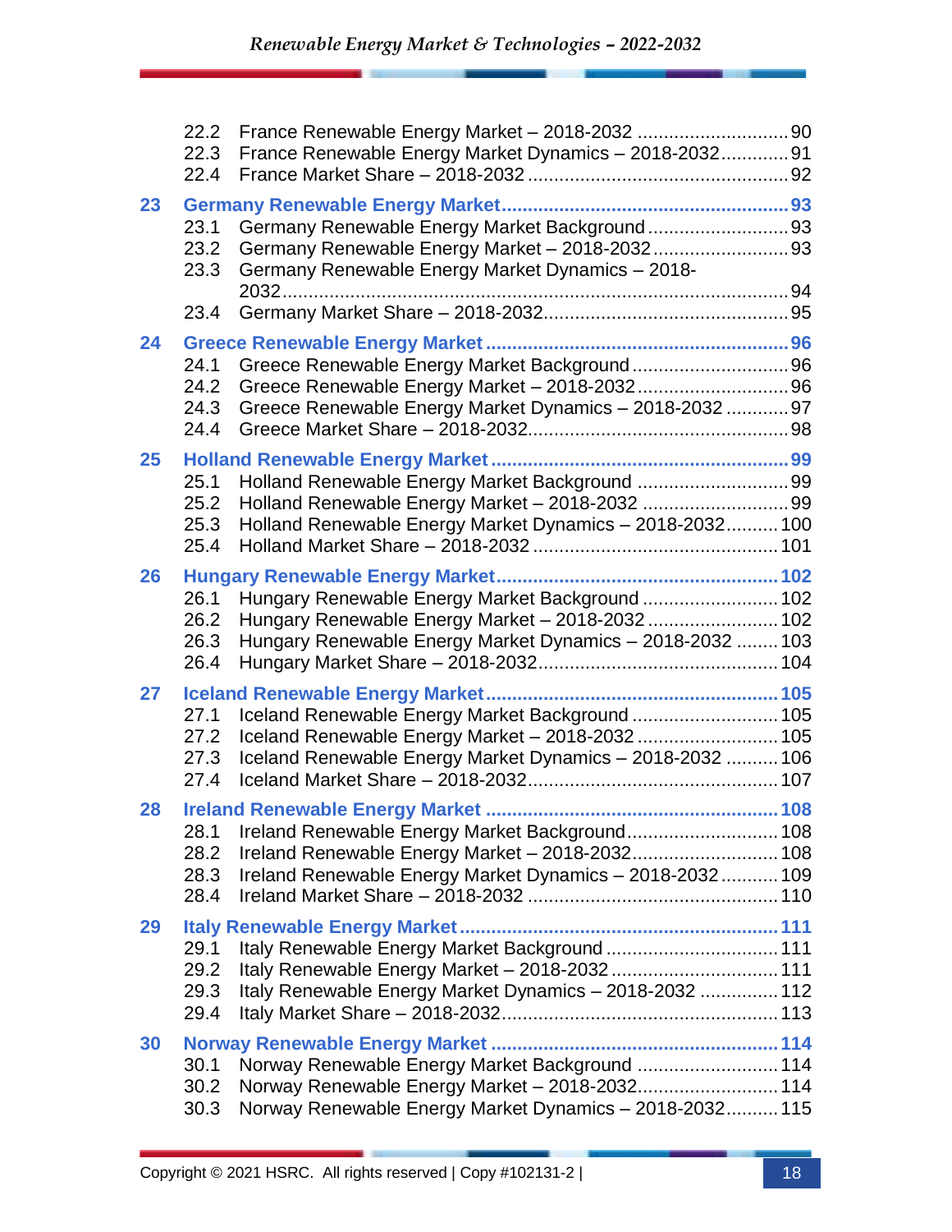22.2 France Renewable Energy Market – 2018-2032 ............................ 90
22.3 France Renewable Energy Market Dynamics – 2018-2032 ............ 91
22.4 France Market Share – 2018-2032 ................................................ 92

**23 Germany Renewable Energy Market ................................................ 93**

23.1 Germany Renewable Energy Market Background .......................... 93
23.2 Germany Renewable Energy Market – 2018-2032 ......................... 93
23.3 Germany Renewable Energy Market Dynamics – 2018-2032 ............................................................................................ 94
23.4 Germany Market Share – 2018-2032 ............................................. 95

**24 Greece Renewable Energy Market ................................................... 96**

24.1 Greece Renewable Energy Market Background ............................ 96
24.2 Greece Renewable Energy Market – 2018-2032 ........................... 96
24.3 Greece Renewable Energy Market Dynamics – 2018-2032 ........... 97
24.4 Greece Market Share – 2018-2032 ................................................ 98

**25 Holland Renewable Energy Market .................................................. 99**

25.1 Holland Renewable Energy Market Background ........................... 99
25.2 Holland Renewable Energy Market – 2018-2032 .......................... 99
25.3 Holland Renewable Energy Market Dynamics – 2018-2032 .......... 100
25.4 Holland Market Share – 2018-2032 .............................................. 101

**26 Hungary Renewable Energy Market ................................................ 102**

26.1 Hungary Renewable Energy Market Background ......................... 102
26.2 Hungary Renewable Energy Market – 2018-2032 ........................ 102
26.3 Hungary Renewable Energy Market Dynamics – 2018-2032 ........ 103
26.4 Hungary Market Share – 2018-2032 ............................................ 104

**27 Iceland Renewable Energy Market ................................................... 105**

27.1 Iceland Renewable Energy Market Background ........................... 105
27.2 Iceland Renewable Energy Market – 2018-2032 .......................... 105
27.3 Iceland Renewable Energy Market Dynamics – 2018-2032 .......... 106
27.4 Iceland Market Share – 2018-2032 .............................................. 107

**28 Ireland Renewable Energy Market ................................................... 108**

28.1 Ireland Renewable Energy Market Background ............................ 108
28.2 Ireland Renewable Energy Market – 2018-2032 ........................... 108
28.3 Ireland Renewable Energy Market Dynamics – 2018-2032 ........... 109
28.4 Ireland Market Share – 2018-2032 ............................................... 110

**29 Italy Renewable Energy Market ....................................................... 111**

29.1 Italy Renewable Energy Market Background ................................ 111
29.2 Italy Renewable Energy Market – 2018-2032 ............................... 111
29.3 Italy Renewable Energy Market Dynamics – 2018-2032 ............... 112
29.4 Italy Market Share – 2018-2032 ................................................... 113

**30 Norway Renewable Energy Market .................................................. 114**

30.1 Norway Renewable Energy Market Background ........................... 114
30.2 Norway Renewable Energy Market – 2018-2032 .......................... 114
30.3 Norway Renewable Energy Market Dynamics – 2018-2032 .......... 115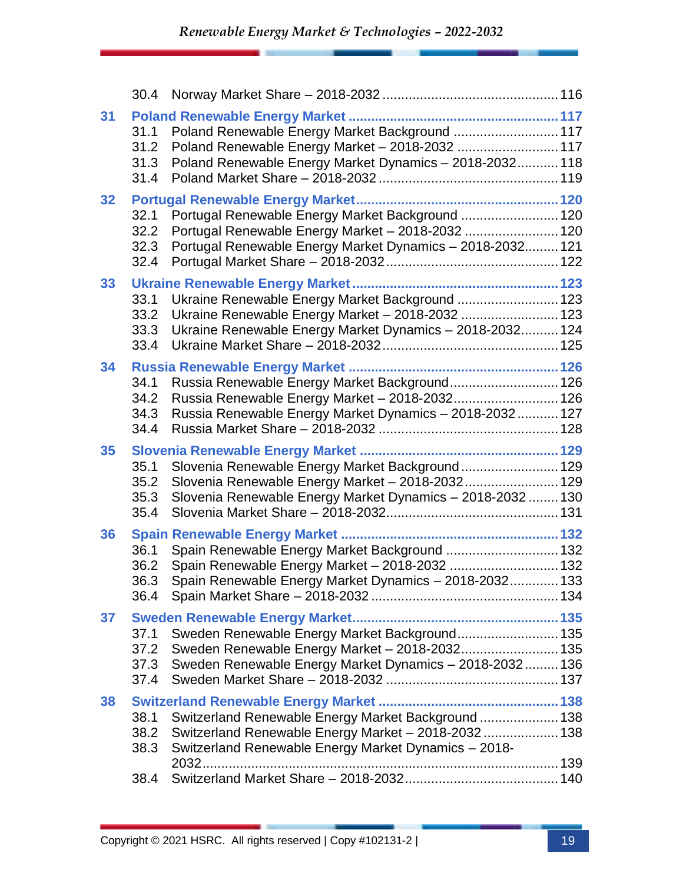30.4 Norway Market Share – 2018-2032 .............................................. 116

**31 Poland Renewable Energy Market ........................................................ 117**

31.1 Poland Renewable Energy Market Background ............................ 117
31.2 Poland Renewable Energy Market – 2018-2032 ........................... 117
31.3 Poland Renewable Energy Market Dynamics – 2018-2032........... 118
31.4 Poland Market Share – 2018-2032 ................................................ 119

**32 Portugal Renewable Energy Market..................................................... 120**

32.1 Portugal Renewable Energy Market Background .......................... 120
32.2 Portugal Renewable Energy Market – 2018-2032 ......................... 120
32.3 Portugal Renewable Energy Market Dynamics – 2018-2032......... 121
32.4 Portugal Market Share – 2018-2032 .............................................. 122

**33 Ukraine Renewable Energy Market ...................................................... 123**

33.1 Ukraine Renewable Energy Market Background ........................... 123
33.2 Ukraine Renewable Energy Market – 2018-2032 .......................... 123
33.3 Ukraine Renewable Energy Market Dynamics – 2018-2032.......... 124
33.4 Ukraine Market Share – 2018-2032 ............................................... 125

**34 Russia Renewable Energy Market ....................................................... 126**

34.1 Russia Renewable Energy Market Background............................. 126
34.2 Russia Renewable Energy Market – 2018-2032............................ 126
34.3 Russia Renewable Energy Market Dynamics – 2018-2032 ........... 127
34.4 Russia Market Share – 2018-2032 ................................................ 128

**35 Slovenia Renewable Energy Market .................................................... 129**

35.1 Slovenia Renewable Energy Market Background .......................... 129
35.2 Slovenia Renewable Energy Market – 2018-2032......................... 129
35.3 Slovenia Renewable Energy Market Dynamics – 2018-2032 ........ 130
35.4 Slovenia Market Share – 2018-2032.............................................. 131

**36 Spain Renewable Energy Market ......................................................... 132**

36.1 Spain Renewable Energy Market Background .............................. 132
36.2 Spain Renewable Energy Market – 2018-2032 ............................. 132
36.3 Spain Renewable Energy Market Dynamics – 2018-2032............. 133
36.4 Spain Market Share – 2018-2032 .................................................. 134

**37 Sweden Renewable Energy Market...................................................... 135**

37.1 Sweden Renewable Energy Market Background........................... 135
37.2 Sweden Renewable Energy Market – 2018-2032.......................... 135
37.3 Sweden Renewable Energy Market Dynamics – 2018-2032......... 136
37.4 Sweden Market Share – 2018-2032 .............................................. 137

**38 Switzerland Renewable Energy Market ............................................... 138**

38.1 Switzerland Renewable Energy Market Background ..................... 138
38.2 Switzerland Renewable Energy Market – 2018-2032 .................... 138
38.3 Switzerland Renewable Energy Market Dynamics – 2018-2032............................................................................... 139
38.4 Switzerland Market Share – 2018-2032......................................... 140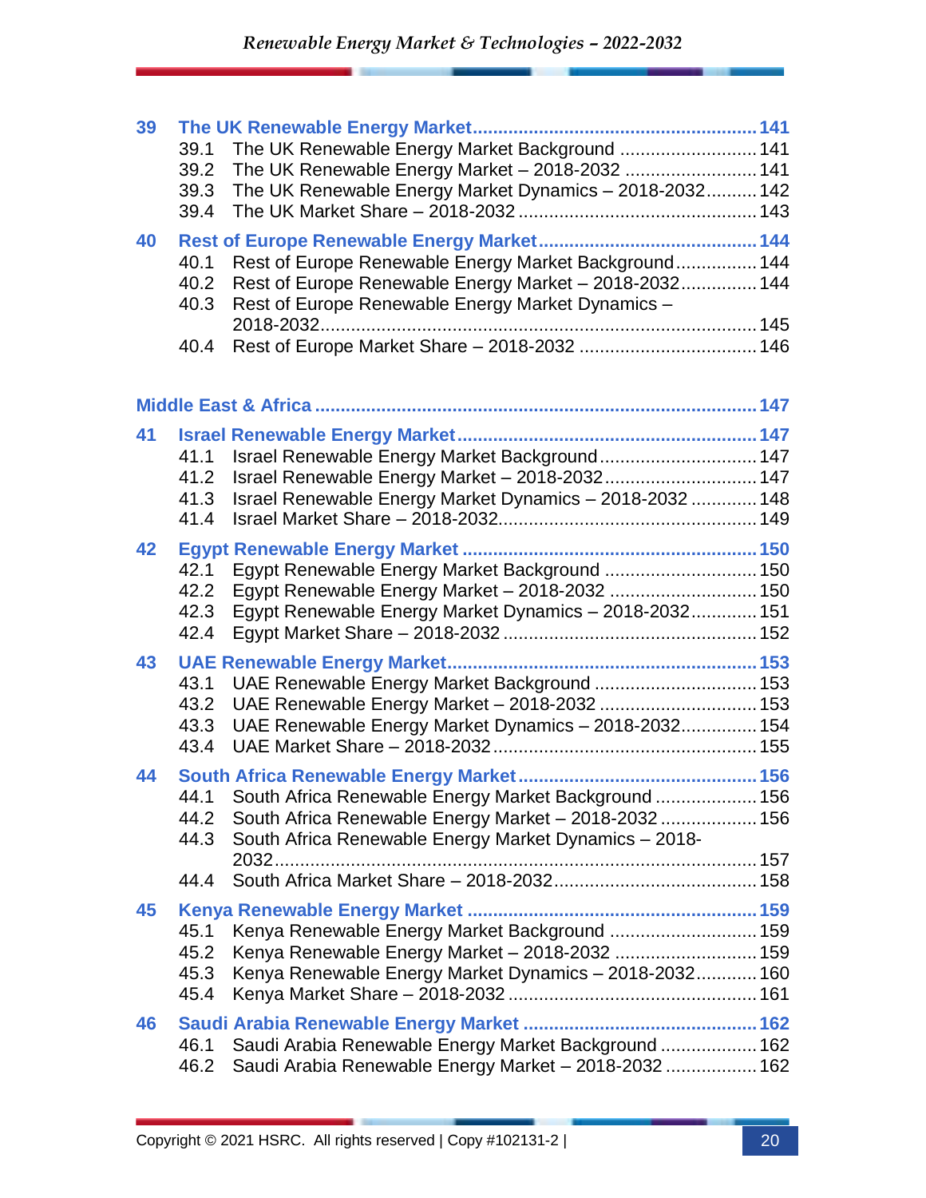**39 The UK Renewable Energy Market ............................................................ 141**

- 39.1 The UK Renewable Energy Market Background ............................ 141
- 39.2 The UK Renewable Energy Market – 2018-2032 .......................... 141
- 39.3 The UK Renewable Energy Market Dynamics – 2018-2032.......... 142
- 39.4 The UK Market Share – 2018-2032 ............................................... 143

**40 Rest of Europe Renewable Energy Market............................................ 144**

- 40.1 Rest of Europe Renewable Energy Market Background................ 144
- 40.2 Rest of Europe Renewable Energy Market – 2018-2032............... 144
- 40.3 Rest of Europe Renewable Energy Market Dynamics – 2018-2032.................................................................................... 145
- 40.4 Rest of Europe Market Share – 2018-2032 ................................... 146

**Middle East & Africa ....................................................................................... 147**

**41 Israel Renewable Energy Market........................................................... 147**

- 41.1 Israel Renewable Energy Market Background............................... 147
- 41.2 Israel Renewable Energy Market – 2018-2032............................... 147
- 41.3 Israel Renewable Energy Market Dynamics – 2018-2032 ............. 148
- 41.4 Israel Market Share – 2018-2032................................................... 149

**42 Egypt Renewable Energy Market ........................................................... 150**

- 42.1 Egypt Renewable Energy Market Background .............................. 150
- 42.2 Egypt Renewable Energy Market – 2018-2032 ............................. 150
- 42.3 Egypt Renewable Energy Market Dynamics – 2018-2032............. 151
- 42.4 Egypt Market Share – 2018-2032 .................................................. 152

**43 UAE Renewable Energy Market.............................................................. 153**

- 43.1 UAE Renewable Energy Market Background ................................ 153
- 43.2 UAE Renewable Energy Market – 2018-2032 ............................... 153
- 43.3 UAE Renewable Energy Market Dynamics – 2018-2032............... 154
- 43.4 UAE Market Share – 2018-2032.................................................... 155

**44 South Africa Renewable Energy Market............................................... 156**

- 44.1 South Africa Renewable Energy Market Background .................... 156
- 44.2 South Africa Renewable Energy Market – 2018-2032 ................... 156
- 44.3 South Africa Renewable Energy Market Dynamics – 2018-2032.............................................................................................. 157
- 44.4 South Africa Market Share – 2018-2032........................................ 158

**45 Kenya Renewable Energy Market ......................................................... 159**

- 45.1 Kenya Renewable Energy Market Background ............................. 159
- 45.2 Kenya Renewable Energy Market – 2018-2032 ............................ 159
- 45.3 Kenya Renewable Energy Market Dynamics – 2018-2032............ 160
- 45.4 Kenya Market Share – 2018-2032 ................................................. 161

**46 Saudi Arabia Renewable Energy Market .............................................. 162**

- 46.1 Saudi Arabia Renewable Energy Market Background ................... 162
- 46.2 Saudi Arabia Renewable Energy Market – 2018-2032 .................. 162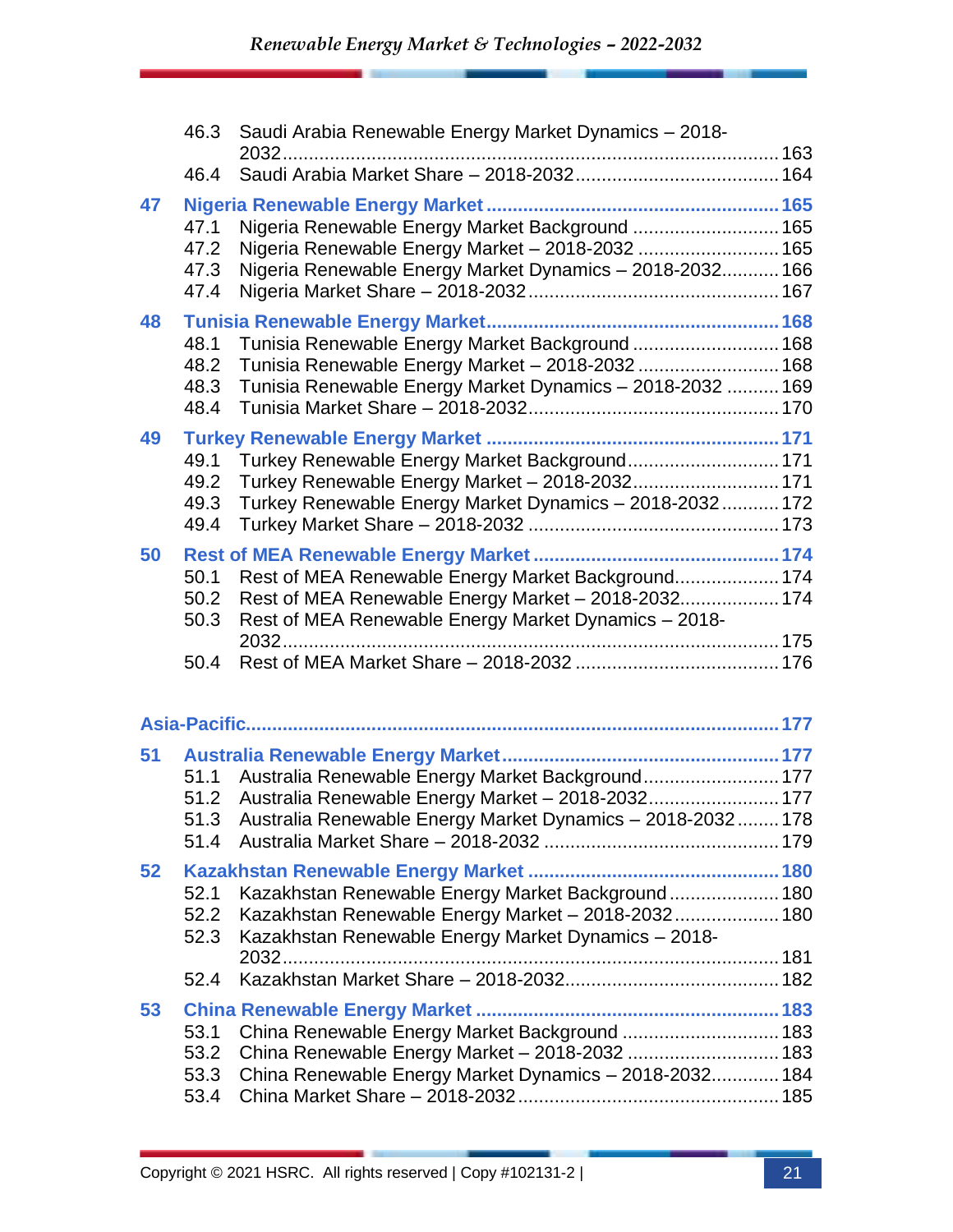46.3 Saudi Arabia Renewable Energy Market Dynamics – 2018-2032 .......... 163
46.4 Saudi Arabia Market Share – 2018-2032 .......... 164

**47 Nigeria Renewable Energy Market .......... 165**
47.1 Nigeria Renewable Energy Market Background .......... 165
47.2 Nigeria Renewable Energy Market – 2018-2032 .......... 165
47.3 Nigeria Renewable Energy Market Dynamics – 2018-2032 .......... 166
47.4 Nigeria Market Share – 2018-2032 .......... 167

**48 Tunisia Renewable Energy Market .......... 168**
48.1 Tunisia Renewable Energy Market Background .......... 168
48.2 Tunisia Renewable Energy Market – 2018-2032 .......... 168
48.3 Tunisia Renewable Energy Market Dynamics – 2018-2032 .......... 169
48.4 Tunisia Market Share – 2018-2032 .......... 170

**49 Turkey Renewable Energy Market .......... 171**
49.1 Turkey Renewable Energy Market Background .......... 171
49.2 Turkey Renewable Energy Market – 2018-2032 .......... 171
49.3 Turkey Renewable Energy Market Dynamics – 2018-2032 .......... 172
49.4 Turkey Market Share – 2018-2032 .......... 173

**50 Rest of MEA Renewable Energy Market .......... 174**
50.1 Rest of MEA Renewable Energy Market Background .......... 174
50.2 Rest of MEA Renewable Energy Market – 2018-2032 .......... 174
50.3 Rest of MEA Renewable Energy Market Dynamics – 2018-2032 .......... 175
50.4 Rest of MEA Market Share – 2018-2032 .......... 176

**Asia-Pacific .......... 177**

**51 Australia Renewable Energy Market .......... 177**
51.1 Australia Renewable Energy Market Background .......... 177
51.2 Australia Renewable Energy Market – 2018-2032 .......... 177
51.3 Australia Renewable Energy Market Dynamics – 2018-2032 .......... 178
51.4 Australia Market Share – 2018-2032 .......... 179

**52 Kazakhstan Renewable Energy Market .......... 180**
52.1 Kazakhstan Renewable Energy Market Background .......... 180
52.2 Kazakhstan Renewable Energy Market – 2018-2032 .......... 180
52.3 Kazakhstan Renewable Energy Market Dynamics – 2018-2032 .......... 181
52.4 Kazakhstan Market Share – 2018-2032 .......... 182

**53 China Renewable Energy Market .......... 183**
53.1 China Renewable Energy Market Background .......... 183
53.2 China Renewable Energy Market – 2018-2032 .......... 183
53.3 China Renewable Energy Market Dynamics – 2018-2032 .......... 184
53.4 China Market Share – 2018-2032 .......... 185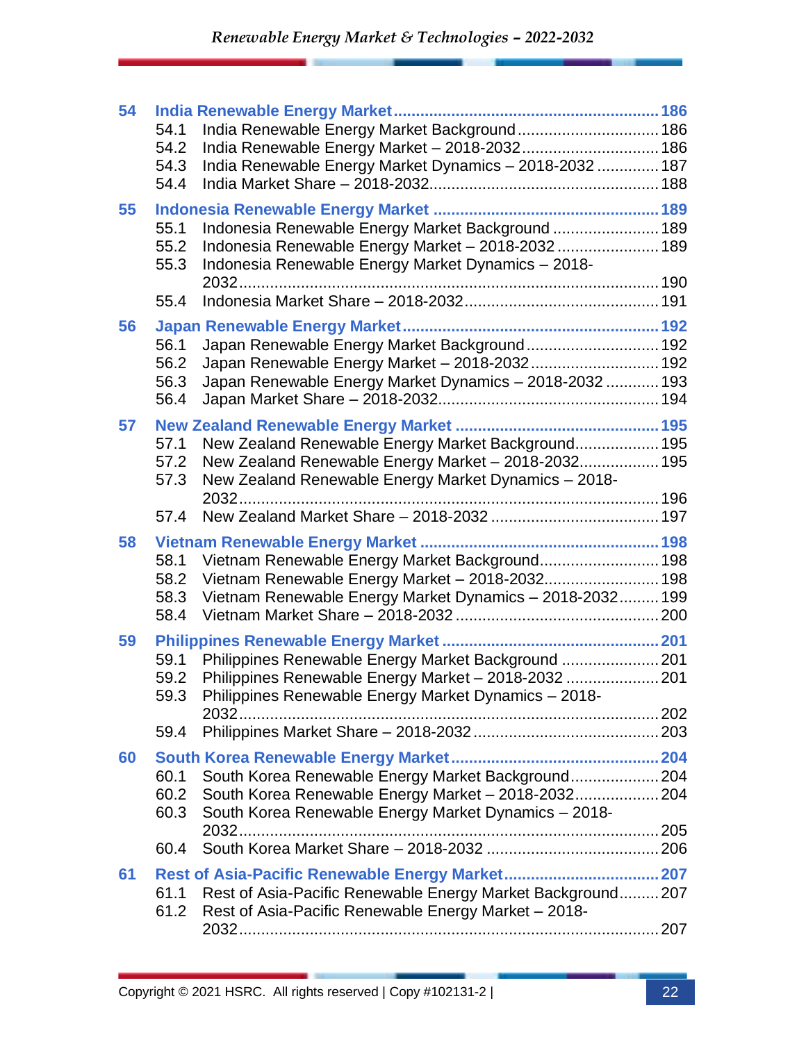- **54 India Renewable Energy Market** .......... 186
  - 54.1 India Renewable Energy Market Background .......... 186
  - 54.2 India Renewable Energy Market – 2018-2032 .......... 186
  - 54.3 India Renewable Energy Market Dynamics – 2018-2032 .......... 187
  - 54.4 India Market Share – 2018-2032 .......... 188
- **55 Indonesia Renewable Energy Market** .......... 189
  - 55.1 Indonesia Renewable Energy Market Background .......... 189
  - 55.2 Indonesia Renewable Energy Market – 2018-2032 .......... 189
  - 55.3 Indonesia Renewable Energy Market Dynamics – 2018-2032 .......... 190
  - 55.4 Indonesia Market Share – 2018-2032 .......... 191
- **56 Japan Renewable Energy Market** .......... 192
  - 56.1 Japan Renewable Energy Market Background .......... 192
  - 56.2 Japan Renewable Energy Market – 2018-2032 .......... 192
  - 56.3 Japan Renewable Energy Market Dynamics – 2018-2032 .......... 193
  - 56.4 Japan Market Share – 2018-2032 .......... 194
- **57 New Zealand Renewable Energy Market** .......... 195
  - 57.1 New Zealand Renewable Energy Market Background .......... 195
  - 57.2 New Zealand Renewable Energy Market – 2018-2032 .......... 195
  - 57.3 New Zealand Renewable Energy Market Dynamics – 2018-2032 .......... 196
  - 57.4 New Zealand Market Share – 2018-2032 .......... 197
- **58 Vietnam Renewable Energy Market** .......... 198
  - 58.1 Vietnam Renewable Energy Market Background .......... 198
  - 58.2 Vietnam Renewable Energy Market – 2018-2032 .......... 198
  - 58.3 Vietnam Renewable Energy Market Dynamics – 2018-2032 .......... 199
  - 58.4 Vietnam Market Share – 2018-2032 .......... 200
- **59 Philippines Renewable Energy Market** .......... 201
  - 59.1 Philippines Renewable Energy Market Background .......... 201
  - 59.2 Philippines Renewable Energy Market – 2018-2032 .......... 201
  - 59.3 Philippines Renewable Energy Market Dynamics – 2018-2032 .......... 202
  - 59.4 Philippines Market Share – 2018-2032 .......... 203
- **60 South Korea Renewable Energy Market** .......... 204
  - 60.1 South Korea Renewable Energy Market Background .......... 204
  - 60.2 South Korea Renewable Energy Market – 2018-2032 .......... 204
  - 60.3 South Korea Renewable Energy Market Dynamics – 2018-2032 .......... 205
  - 60.4 South Korea Market Share – 2018-2032 .......... 206
- **61 Rest of Asia-Pacific Renewable Energy Market** .......... 207
  - 61.1 Rest of Asia-Pacific Renewable Energy Market Background .......... 207
  - 61.2 Rest of Asia-Pacific Renewable Energy Market – 2018-2032 .......... 207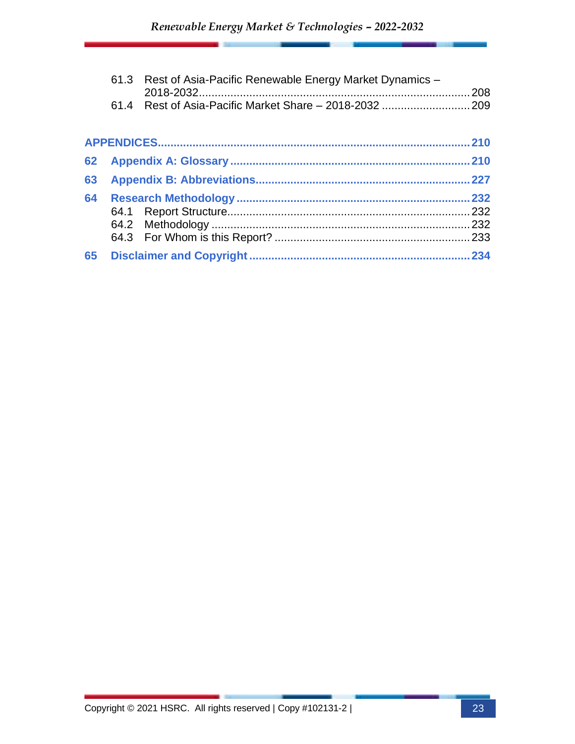61.3 Rest of Asia-Pacific Renewable Energy Market Dynamics – 2018-2032 .......... 208
61.4 Rest of Asia-Pacific Market Share – 2018-2032 .......... 209

**APPENDICES .......... 210**

**62 Appendix A: Glossary .......... 210**

**63 Appendix B: Abbreviations .......... 227**

**64 Research Methodology .......... 232**

64.1 Report Structure .......... 232
64.2 Methodology .......... 232
64.3 For Whom is this Report? .......... 233

**65 Disclaimer and Copyright .......... 234**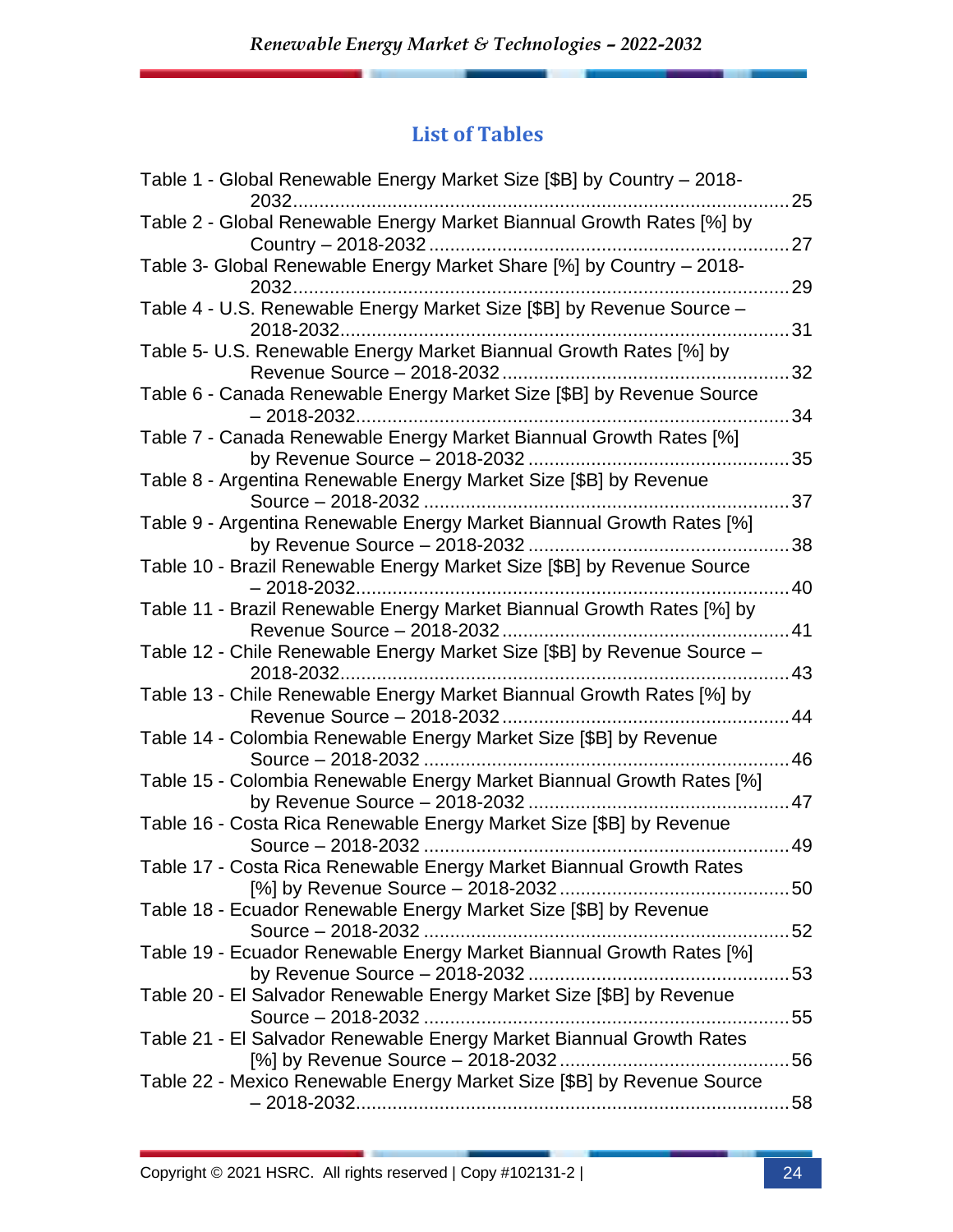## List of Tables

Table 1 - Global Renewable Energy Market Size [$B] by Country – 2018-2032 ........ 25
Table 2 - Global Renewable Energy Market Biannual Growth Rates [%] by Country – 2018-2032 ........ 27
Table 3- Global Renewable Energy Market Share [%] by Country – 2018-2032 ........ 29
Table 4 - U.S. Renewable Energy Market Size [$B] by Revenue Source – 2018-2032 ........ 31
Table 5- U.S. Renewable Energy Market Biannual Growth Rates [%] by Revenue Source – 2018-2032 ........ 32
Table 6 - Canada Renewable Energy Market Size [$B] by Revenue Source – 2018-2032 ........ 34
Table 7 - Canada Renewable Energy Market Biannual Growth Rates [%] by Revenue Source – 2018-2032 ........ 35
Table 8 - Argentina Renewable Energy Market Size [$B] by Revenue Source – 2018-2032 ........ 37
Table 9 - Argentina Renewable Energy Market Biannual Growth Rates [%] by Revenue Source – 2018-2032 ........ 38
Table 10 - Brazil Renewable Energy Market Size [$B] by Revenue Source – 2018-2032 ........ 40
Table 11 - Brazil Renewable Energy Market Biannual Growth Rates [%] by Revenue Source – 2018-2032 ........ 41
Table 12 - Chile Renewable Energy Market Size [$B] by Revenue Source – 2018-2032 ........ 43
Table 13 - Chile Renewable Energy Market Biannual Growth Rates [%] by Revenue Source – 2018-2032 ........ 44
Table 14 - Colombia Renewable Energy Market Size [$B] by Revenue Source – 2018-2032 ........ 46
Table 15 - Colombia Renewable Energy Market Biannual Growth Rates [%] by Revenue Source – 2018-2032 ........ 47
Table 16 - Costa Rica Renewable Energy Market Size [$B] by Revenue Source – 2018-2032 ........ 49
Table 17 - Costa Rica Renewable Energy Market Biannual Growth Rates [%] by Revenue Source – 2018-2032 ........ 50
Table 18 - Ecuador Renewable Energy Market Size [$B] by Revenue Source – 2018-2032 ........ 52
Table 19 - Ecuador Renewable Energy Market Biannual Growth Rates [%] by Revenue Source – 2018-2032 ........ 53
Table 20 - El Salvador Renewable Energy Market Size [$B] by Revenue Source – 2018-2032 ........ 55
Table 21 - El Salvador Renewable Energy Market Biannual Growth Rates [%] by Revenue Source – 2018-2032 ........ 56
Table 22 - Mexico Renewable Energy Market Size [$B] by Revenue Source – 2018-2032 ........ 58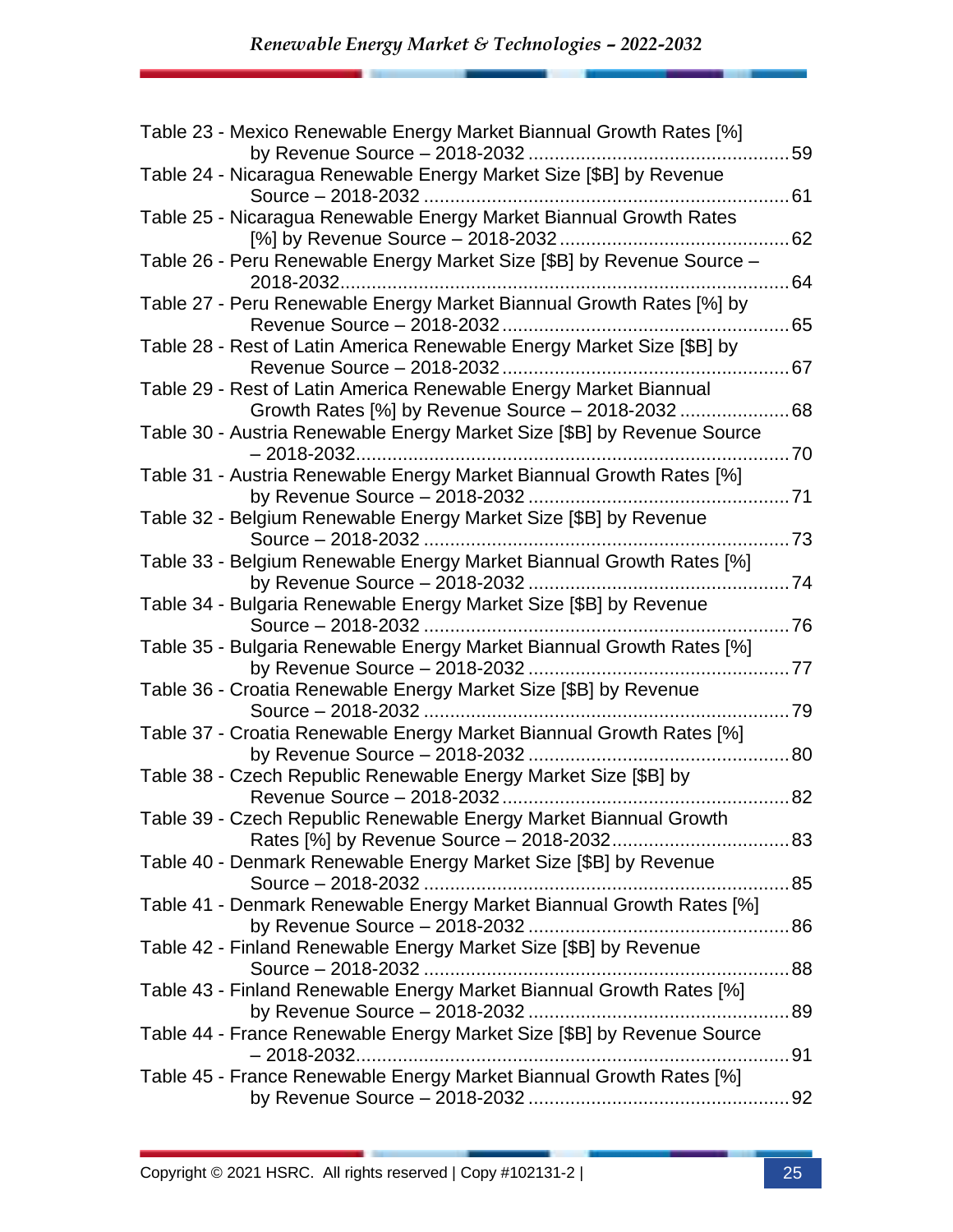Table 23 - Mexico Renewable Energy Market Biannual Growth Rates [%] by Revenue Source – 2018-2032 ..... 59
Table 24 - Nicaragua Renewable Energy Market Size [$B] by Revenue Source – 2018-2032 ..... 61
Table 25 - Nicaragua Renewable Energy Market Biannual Growth Rates [%] by Revenue Source – 2018-2032 ..... 62
Table 26 - Peru Renewable Energy Market Size [$B] by Revenue Source – 2018-2032 ..... 64
Table 27 - Peru Renewable Energy Market Biannual Growth Rates [%] by Revenue Source – 2018-2032 ..... 65
Table 28 - Rest of Latin America Renewable Energy Market Size [$B] by Revenue Source – 2018-2032 ..... 67
Table 29 - Rest of Latin America Renewable Energy Market Biannual Growth Rates [%] by Revenue Source – 2018-2032 ..... 68
Table 30 - Austria Renewable Energy Market Size [$B] by Revenue Source – 2018-2032 ..... 70
Table 31 - Austria Renewable Energy Market Biannual Growth Rates [%] by Revenue Source – 2018-2032 ..... 71
Table 32 - Belgium Renewable Energy Market Size [$B] by Revenue Source – 2018-2032 ..... 73
Table 33 - Belgium Renewable Energy Market Biannual Growth Rates [%] by Revenue Source – 2018-2032 ..... 74
Table 34 - Bulgaria Renewable Energy Market Size [$B] by Revenue Source – 2018-2032 ..... 76
Table 35 - Bulgaria Renewable Energy Market Biannual Growth Rates [%] by Revenue Source – 2018-2032 ..... 77
Table 36 - Croatia Renewable Energy Market Size [$B] by Revenue Source – 2018-2032 ..... 79
Table 37 - Croatia Renewable Energy Market Biannual Growth Rates [%] by Revenue Source – 2018-2032 ..... 80
Table 38 - Czech Republic Renewable Energy Market Size [$B] by Revenue Source – 2018-2032 ..... 82
Table 39 - Czech Republic Renewable Energy Market Biannual Growth Rates [%] by Revenue Source – 2018-2032 ..... 83
Table 40 - Denmark Renewable Energy Market Size [$B] by Revenue Source – 2018-2032 ..... 85
Table 41 - Denmark Renewable Energy Market Biannual Growth Rates [%] by Revenue Source – 2018-2032 ..... 86
Table 42 - Finland Renewable Energy Market Size [$B] by Revenue Source – 2018-2032 ..... 88
Table 43 - Finland Renewable Energy Market Biannual Growth Rates [%] by Revenue Source – 2018-2032 ..... 89
Table 44 - France Renewable Energy Market Size [$B] by Revenue Source – 2018-2032 ..... 91
Table 45 - France Renewable Energy Market Biannual Growth Rates [%] by Revenue Source – 2018-2032 ..... 92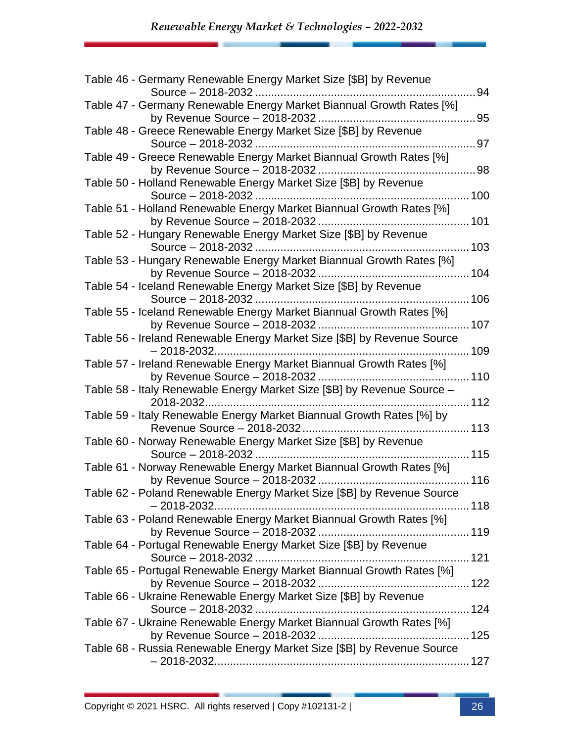Table 46 - Germany Renewable Energy Market Size [$B] by Revenue Source – 2018-2032 ..... 94

Table 47 - Germany Renewable Energy Market Biannual Growth Rates [%] by Revenue Source – 2018-2032 ..... 95

Table 48 - Greece Renewable Energy Market Size [$B] by Revenue Source – 2018-2032 ..... 97

Table 49 - Greece Renewable Energy Market Biannual Growth Rates [%] by Revenue Source – 2018-2032 ..... 98

Table 50 - Holland Renewable Energy Market Size [$B] by Revenue Source – 2018-2032 ..... 100

Table 51 - Holland Renewable Energy Market Biannual Growth Rates [%] by Revenue Source – 2018-2032 ..... 101

Table 52 - Hungary Renewable Energy Market Size [$B] by Revenue Source – 2018-2032 ..... 103

Table 53 - Hungary Renewable Energy Market Biannual Growth Rates [%] by Revenue Source – 2018-2032 ..... 104

Table 54 - Iceland Renewable Energy Market Size [$B] by Revenue Source – 2018-2032 ..... 106

Table 55 - Iceland Renewable Energy Market Biannual Growth Rates [%] by Revenue Source – 2018-2032 ..... 107

Table 56 - Ireland Renewable Energy Market Size [$B] by Revenue Source – 2018-2032 ..... 109

Table 57 - Ireland Renewable Energy Market Biannual Growth Rates [%] by Revenue Source – 2018-2032 ..... 110

Table 58 - Italy Renewable Energy Market Size [$B] by Revenue Source – 2018-2032 ..... 112

Table 59 - Italy Renewable Energy Market Biannual Growth Rates [%] by Revenue Source – 2018-2032 ..... 113

Table 60 - Norway Renewable Energy Market Size [$B] by Revenue Source – 2018-2032 ..... 115

Table 61 - Norway Renewable Energy Market Biannual Growth Rates [%] by Revenue Source – 2018-2032 ..... 116

Table 62 - Poland Renewable Energy Market Size [$B] by Revenue Source – 2018-2032 ..... 118

Table 63 - Poland Renewable Energy Market Biannual Growth Rates [%] by Revenue Source – 2018-2032 ..... 119

Table 64 - Portugal Renewable Energy Market Size [$B] by Revenue Source – 2018-2032 ..... 121

Table 65 - Portugal Renewable Energy Market Biannual Growth Rates [%] by Revenue Source – 2018-2032 ..... 122

Table 66 - Ukraine Renewable Energy Market Size [$B] by Revenue Source – 2018-2032 ..... 124

Table 67 - Ukraine Renewable Energy Market Biannual Growth Rates [%] by Revenue Source – 2018-2032 ..... 125

Table 68 - Russia Renewable Energy Market Size [$B] by Revenue Source – 2018-2032 ..... 127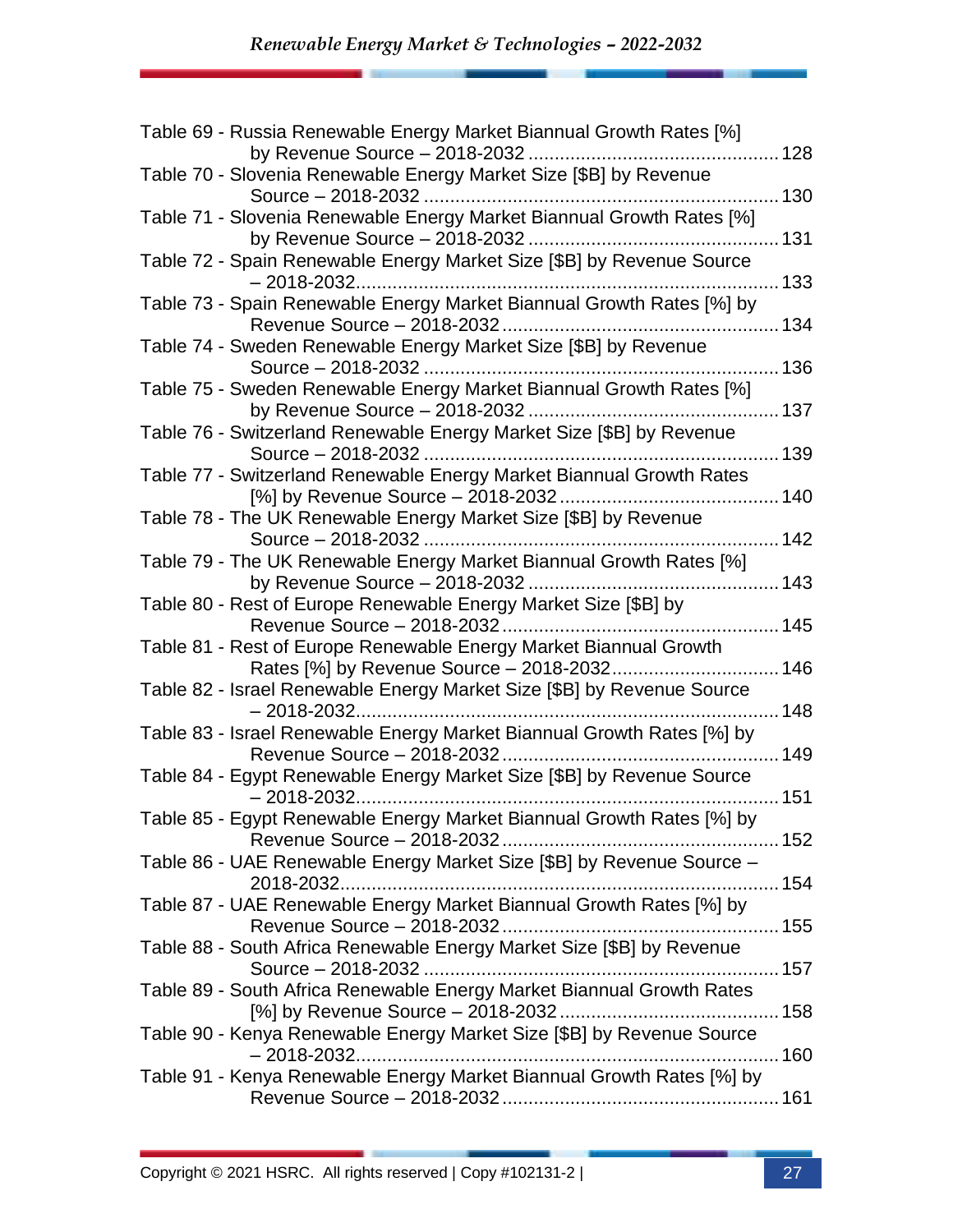Table 69 - Russia Renewable Energy Market Biannual Growth Rates [%] by Revenue Source – 2018-2032 ............................................... 128

Table 70 - Slovenia Renewable Energy Market Size [$B] by Revenue Source – 2018-2032 ................................................................... 130

Table 71 - Slovenia Renewable Energy Market Biannual Growth Rates [%] by Revenue Source – 2018-2032 ............................................... 131

Table 72 - Spain Renewable Energy Market Size [$B] by Revenue Source – 2018-2032................................................................................. 133

Table 73 - Spain Renewable Energy Market Biannual Growth Rates [%] by Revenue Source – 2018-2032.................................................... 134

Table 74 - Sweden Renewable Energy Market Size [$B] by Revenue Source – 2018-2032 ................................................................... 136

Table 75 - Sweden Renewable Energy Market Biannual Growth Rates [%] by Revenue Source – 2018-2032 ............................................... 137

Table 76 - Switzerland Renewable Energy Market Size [$B] by Revenue Source – 2018-2032 ................................................................... 139

Table 77 - Switzerland Renewable Energy Market Biannual Growth Rates [%] by Revenue Source – 2018-2032......................................... 140

Table 78 - The UK Renewable Energy Market Size [$B] by Revenue Source – 2018-2032 ................................................................... 142

Table 79 - The UK Renewable Energy Market Biannual Growth Rates [%] by Revenue Source – 2018-2032 ............................................... 143

Table 80 - Rest of Europe Renewable Energy Market Size [$B] by Revenue Source – 2018-2032.................................................... 145

Table 81 - Rest of Europe Renewable Energy Market Biannual Growth Rates [%] by Revenue Source – 2018-2032................................ 146

Table 82 - Israel Renewable Energy Market Size [$B] by Revenue Source – 2018-2032................................................................................. 148

Table 83 - Israel Renewable Energy Market Biannual Growth Rates [%] by Revenue Source – 2018-2032.................................................... 149

Table 84 - Egypt Renewable Energy Market Size [$B] by Revenue Source – 2018-2032................................................................................. 151

Table 85 - Egypt Renewable Energy Market Biannual Growth Rates [%] by Revenue Source – 2018-2032.................................................... 152

Table 86 - UAE Renewable Energy Market Size [$B] by Revenue Source – 2018-2032.................................................................................... 154

Table 87 - UAE Renewable Energy Market Biannual Growth Rates [%] by Revenue Source – 2018-2032.................................................... 155

Table 88 - South Africa Renewable Energy Market Size [$B] by Revenue Source – 2018-2032 ................................................................... 157

Table 89 - South Africa Renewable Energy Market Biannual Growth Rates [%] by Revenue Source – 2018-2032......................................... 158

Table 90 - Kenya Renewable Energy Market Size [$B] by Revenue Source – 2018-2032................................................................................. 160

Table 91 - Kenya Renewable Energy Market Biannual Growth Rates [%] by Revenue Source – 2018-2032.................................................... 161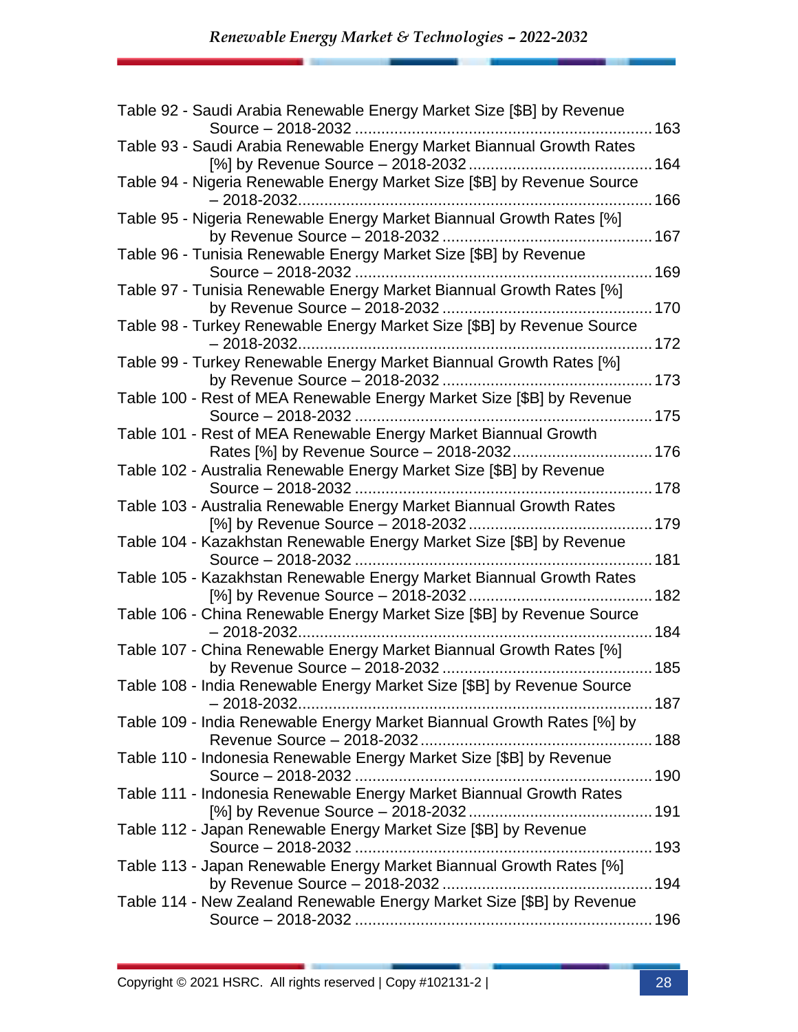Table 92 - Saudi Arabia Renewable Energy Market Size [$B] by Revenue Source – 2018-2032 .................................................................... 163

Table 93 - Saudi Arabia Renewable Energy Market Biannual Growth Rates [%] by Revenue Source – 2018-2032 .......................................... 164

Table 94 - Nigeria Renewable Energy Market Size [$B] by Revenue Source – 2018-2032................................................................................. 166

Table 95 - Nigeria Renewable Energy Market Biannual Growth Rates [%] by Revenue Source – 2018-2032 ................................................ 167

Table 96 - Tunisia Renewable Energy Market Size [$B] by Revenue Source – 2018-2032 .................................................................... 169

Table 97 - Tunisia Renewable Energy Market Biannual Growth Rates [%] by Revenue Source – 2018-2032 ................................................ 170

Table 98 - Turkey Renewable Energy Market Size [$B] by Revenue Source – 2018-2032................................................................................. 172

Table 99 - Turkey Renewable Energy Market Biannual Growth Rates [%] by Revenue Source – 2018-2032 ................................................ 173

Table 100 - Rest of MEA Renewable Energy Market Size [$B] by Revenue Source – 2018-2032 .................................................................... 175

Table 101 - Rest of MEA Renewable Energy Market Biannual Growth Rates [%] by Revenue Source – 2018-2032................................ 176

Table 102 - Australia Renewable Energy Market Size [$B] by Revenue Source – 2018-2032 .................................................................... 178

Table 103 - Australia Renewable Energy Market Biannual Growth Rates [%] by Revenue Source – 2018-2032.......................................... 179

Table 104 - Kazakhstan Renewable Energy Market Size [$B] by Revenue Source – 2018-2032 .................................................................... 181

Table 105 - Kazakhstan Renewable Energy Market Biannual Growth Rates [%] by Revenue Source – 2018-2032.......................................... 182

Table 106 - China Renewable Energy Market Size [$B] by Revenue Source – 2018-2032................................................................................. 184

Table 107 - China Renewable Energy Market Biannual Growth Rates [%] by Revenue Source – 2018-2032 ................................................ 185

Table 108 - India Renewable Energy Market Size [$B] by Revenue Source – 2018-2032................................................................................. 187

Table 109 - India Renewable Energy Market Biannual Growth Rates [%] by Revenue Source – 2018-2032.................................................... 188

Table 110 - Indonesia Renewable Energy Market Size [$B] by Revenue Source – 2018-2032 .................................................................... 190

Table 111 - Indonesia Renewable Energy Market Biannual Growth Rates [%] by Revenue Source – 2018-2032.......................................... 191

Table 112 - Japan Renewable Energy Market Size [$B] by Revenue Source – 2018-2032 .................................................................... 193

Table 113 - Japan Renewable Energy Market Biannual Growth Rates [%] by Revenue Source – 2018-2032 ................................................ 194

Table 114 - New Zealand Renewable Energy Market Size [$B] by Revenue Source – 2018-2032 .................................................................... 196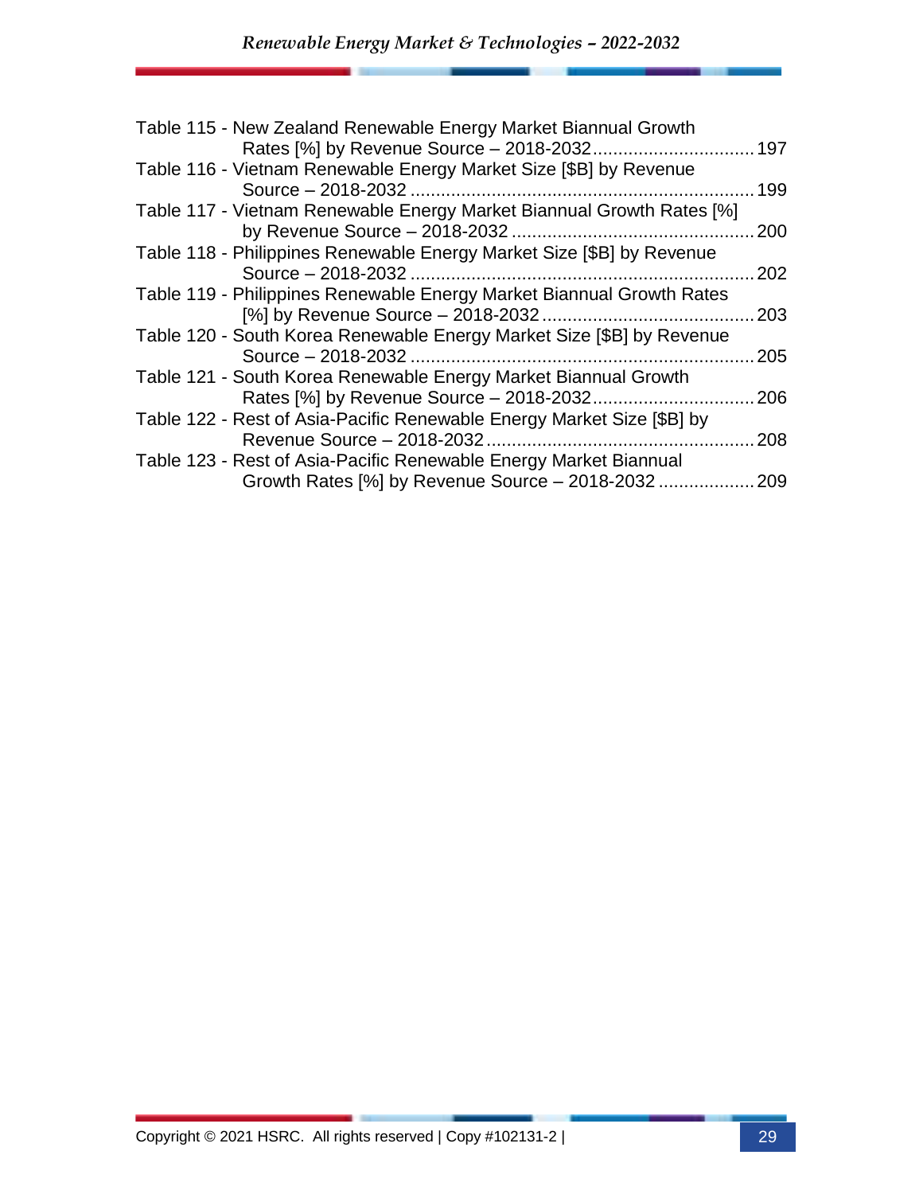Table 115 - New Zealand Renewable Energy Market Biannual Growth Rates [%] by Revenue Source – 2018-2032 ................................ 197
Table 116 - Vietnam Renewable Energy Market Size [$B] by Revenue Source – 2018-2032 .................................................................... 199
Table 117 - Vietnam Renewable Energy Market Biannual Growth Rates [%] by Revenue Source – 2018-2032 ................................................ 200
Table 118 - Philippines Renewable Energy Market Size [$B] by Revenue Source – 2018-2032 .................................................................... 202
Table 119 - Philippines Renewable Energy Market Biannual Growth Rates [%] by Revenue Source – 2018-2032 .......................................... 203
Table 120 - South Korea Renewable Energy Market Size [$B] by Revenue Source – 2018-2032 .................................................................... 205
Table 121 - South Korea Renewable Energy Market Biannual Growth Rates [%] by Revenue Source – 2018-2032 ................................ 206
Table 122 - Rest of Asia-Pacific Renewable Energy Market Size [$B] by Revenue Source – 2018-2032 ..................................................... 208
Table 123 - Rest of Asia-Pacific Renewable Energy Market Biannual Growth Rates [%] by Revenue Source – 2018-2032 ................... 209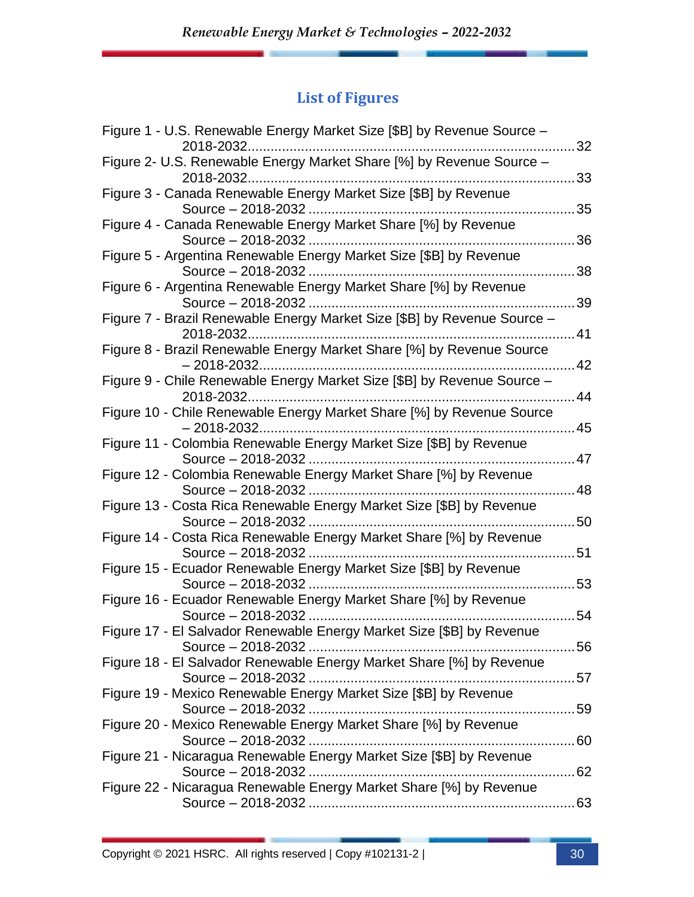## List of Figures

Figure 1 - U.S. Renewable Energy Market Size [$B] by Revenue Source – 2018-2032 ..... 32
Figure 2- U.S. Renewable Energy Market Share [%] by Revenue Source – 2018-2032 ..... 33
Figure 3 - Canada Renewable Energy Market Size [$B] by Revenue Source – 2018-2032 ..... 35
Figure 4 - Canada Renewable Energy Market Share [%] by Revenue Source – 2018-2032 ..... 36
Figure 5 - Argentina Renewable Energy Market Size [$B] by Revenue Source – 2018-2032 ..... 38
Figure 6 - Argentina Renewable Energy Market Share [%] by Revenue Source – 2018-2032 ..... 39
Figure 7 - Brazil Renewable Energy Market Size [$B] by Revenue Source – 2018-2032 ..... 41
Figure 8 - Brazil Renewable Energy Market Share [%] by Revenue Source – 2018-2032 ..... 42
Figure 9 - Chile Renewable Energy Market Size [$B] by Revenue Source – 2018-2032 ..... 44
Figure 10 - Chile Renewable Energy Market Share [%] by Revenue Source – 2018-2032 ..... 45
Figure 11 - Colombia Renewable Energy Market Size [$B] by Revenue Source – 2018-2032 ..... 47
Figure 12 - Colombia Renewable Energy Market Share [%] by Revenue Source – 2018-2032 ..... 48
Figure 13 - Costa Rica Renewable Energy Market Size [$B] by Revenue Source – 2018-2032 ..... 50
Figure 14 - Costa Rica Renewable Energy Market Share [%] by Revenue Source – 2018-2032 ..... 51
Figure 15 - Ecuador Renewable Energy Market Size [$B] by Revenue Source – 2018-2032 ..... 53
Figure 16 - Ecuador Renewable Energy Market Share [%] by Revenue Source – 2018-2032 ..... 54
Figure 17 - El Salvador Renewable Energy Market Size [$B] by Revenue Source – 2018-2032 ..... 56
Figure 18 - El Salvador Renewable Energy Market Share [%] by Revenue Source – 2018-2032 ..... 57
Figure 19 - Mexico Renewable Energy Market Size [$B] by Revenue Source – 2018-2032 ..... 59
Figure 20 - Mexico Renewable Energy Market Share [%] by Revenue Source – 2018-2032 ..... 60
Figure 21 - Nicaragua Renewable Energy Market Size [$B] by Revenue Source – 2018-2032 ..... 62
Figure 22 - Nicaragua Renewable Energy Market Share [%] by Revenue Source – 2018-2032 ..... 63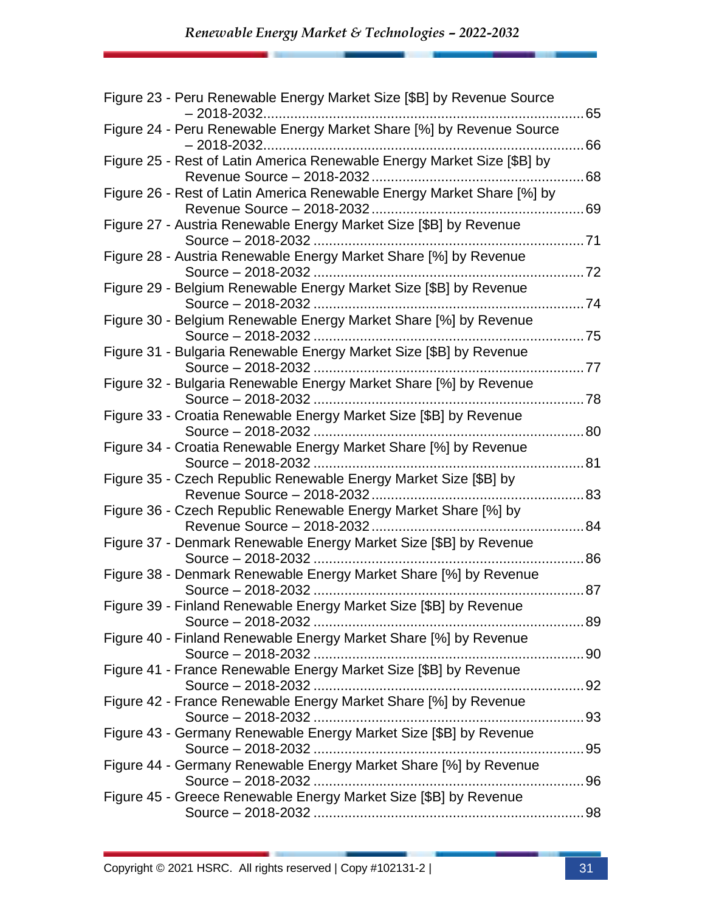Figure 23 - Peru Renewable Energy Market Size [$B] by Revenue Source – 2018-2032 ....... 65

Figure 24 - Peru Renewable Energy Market Share [%] by Revenue Source – 2018-2032 ....... 66

Figure 25 - Rest of Latin America Renewable Energy Market Size [$B] by Revenue Source – 2018-2032 ....... 68

Figure 26 - Rest of Latin America Renewable Energy Market Share [%] by Revenue Source – 2018-2032 ....... 69

Figure 27 - Austria Renewable Energy Market Size [$B] by Revenue Source – 2018-2032 ....... 71

Figure 28 - Austria Renewable Energy Market Share [%] by Revenue Source – 2018-2032 ....... 72

Figure 29 - Belgium Renewable Energy Market Size [$B] by Revenue Source – 2018-2032 ....... 74

Figure 30 - Belgium Renewable Energy Market Share [%] by Revenue Source – 2018-2032 ....... 75

Figure 31 - Bulgaria Renewable Energy Market Size [$B] by Revenue Source – 2018-2032 ....... 77

Figure 32 - Bulgaria Renewable Energy Market Share [%] by Revenue Source – 2018-2032 ....... 78

Figure 33 - Croatia Renewable Energy Market Size [$B] by Revenue Source – 2018-2032 ....... 80

Figure 34 - Croatia Renewable Energy Market Share [%] by Revenue Source – 2018-2032 ....... 81

Figure 35 - Czech Republic Renewable Energy Market Size [$B] by Revenue Source – 2018-2032 ....... 83

Figure 36 - Czech Republic Renewable Energy Market Share [%] by Revenue Source – 2018-2032 ....... 84

Figure 37 - Denmark Renewable Energy Market Size [$B] by Revenue Source – 2018-2032 ....... 86

Figure 38 - Denmark Renewable Energy Market Share [%] by Revenue Source – 2018-2032 ....... 87

Figure 39 - Finland Renewable Energy Market Size [$B] by Revenue Source – 2018-2032 ....... 89

Figure 40 - Finland Renewable Energy Market Share [%] by Revenue Source – 2018-2032 ....... 90

Figure 41 - France Renewable Energy Market Size [$B] by Revenue Source – 2018-2032 ....... 92

Figure 42 - France Renewable Energy Market Share [%] by Revenue Source – 2018-2032 ....... 93

Figure 43 - Germany Renewable Energy Market Size [$B] by Revenue Source – 2018-2032 ....... 95

Figure 44 - Germany Renewable Energy Market Share [%] by Revenue Source – 2018-2032 ....... 96

Figure 45 - Greece Renewable Energy Market Size [$B] by Revenue Source – 2018-2032 ....... 98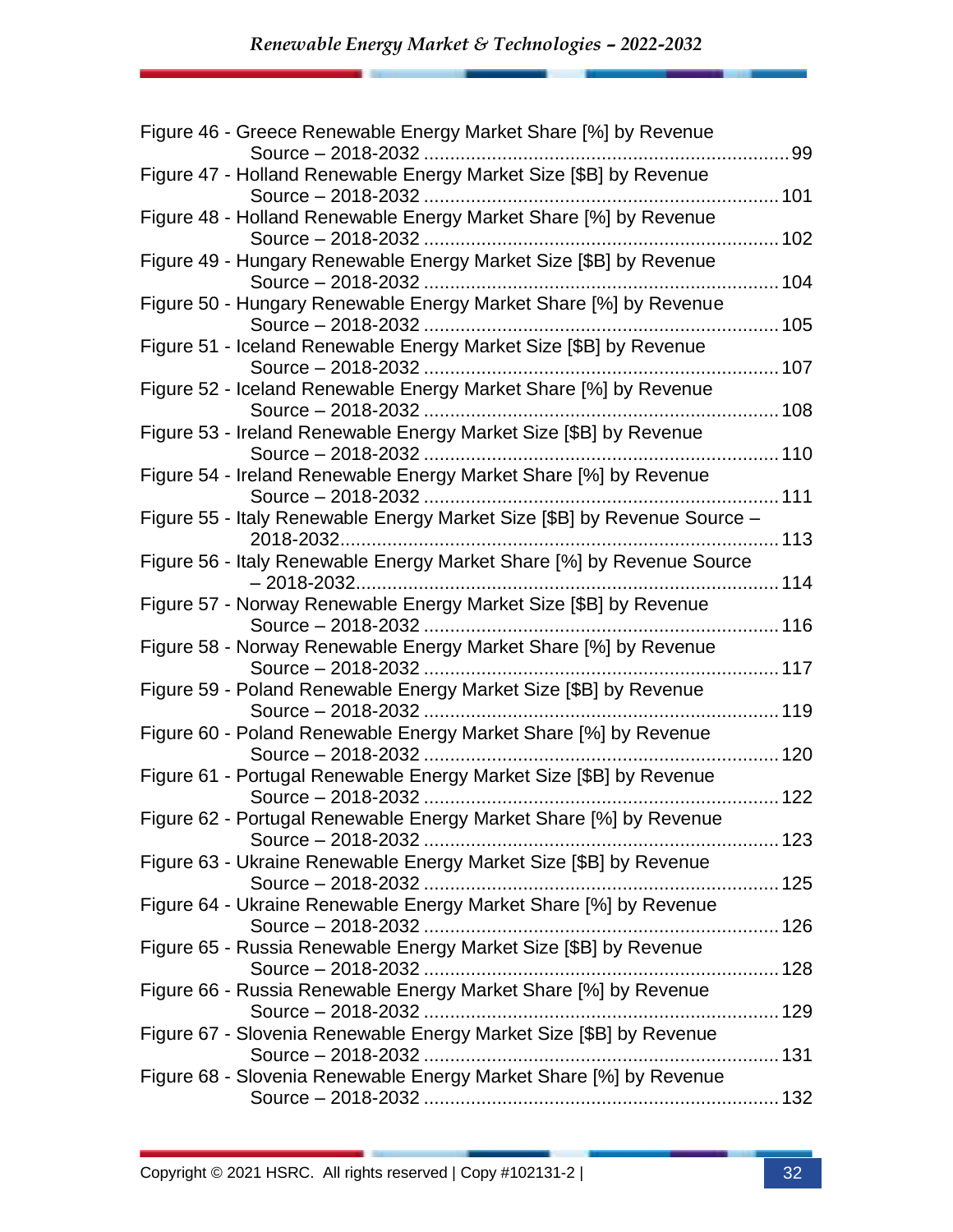Figure 46 - Greece Renewable Energy Market Share [%] by Revenue Source – 2018-2032 ........................................................................ 99

Figure 47 - Holland Renewable Energy Market Size [$B] by Revenue Source – 2018-2032 ...................................................................... 101

Figure 48 - Holland Renewable Energy Market Share [%] by Revenue Source – 2018-2032 ...................................................................... 102

Figure 49 - Hungary Renewable Energy Market Size [$B] by Revenue Source – 2018-2032 ...................................................................... 104

Figure 50 - Hungary Renewable Energy Market Share [%] by Revenue Source – 2018-2032 ...................................................................... 105

Figure 51 - Iceland Renewable Energy Market Size [$B] by Revenue Source – 2018-2032 ...................................................................... 107

Figure 52 - Iceland Renewable Energy Market Share [%] by Revenue Source – 2018-2032 ...................................................................... 108

Figure 53 - Ireland Renewable Energy Market Size [$B] by Revenue Source – 2018-2032 ...................................................................... 110

Figure 54 - Ireland Renewable Energy Market Share [%] by Revenue Source – 2018-2032 ...................................................................... 111

Figure 55 - Italy Renewable Energy Market Size [$B] by Revenue Source – 2018-2032...................................................................................... 113

Figure 56 - Italy Renewable Energy Market Share [%] by Revenue Source – 2018-2032.................................................................................... 114

Figure 57 - Norway Renewable Energy Market Size [$B] by Revenue Source – 2018-2032 ...................................................................... 116

Figure 58 - Norway Renewable Energy Market Share [%] by Revenue Source – 2018-2032 ...................................................................... 117

Figure 59 - Poland Renewable Energy Market Size [$B] by Revenue Source – 2018-2032 ...................................................................... 119

Figure 60 - Poland Renewable Energy Market Share [%] by Revenue Source – 2018-2032 ...................................................................... 120

Figure 61 - Portugal Renewable Energy Market Size [$B] by Revenue Source – 2018-2032 ...................................................................... 122

Figure 62 - Portugal Renewable Energy Market Share [%] by Revenue Source – 2018-2032 ...................................................................... 123

Figure 63 - Ukraine Renewable Energy Market Size [$B] by Revenue Source – 2018-2032 ...................................................................... 125

Figure 64 - Ukraine Renewable Energy Market Share [%] by Revenue Source – 2018-2032 ...................................................................... 126

Figure 65 - Russia Renewable Energy Market Size [$B] by Revenue Source – 2018-2032 ...................................................................... 128

Figure 66 - Russia Renewable Energy Market Share [%] by Revenue Source – 2018-2032 ...................................................................... 129

Figure 67 - Slovenia Renewable Energy Market Size [$B] by Revenue Source – 2018-2032 ...................................................................... 131

Figure 68 - Slovenia Renewable Energy Market Share [%] by Revenue Source – 2018-2032 ...................................................................... 132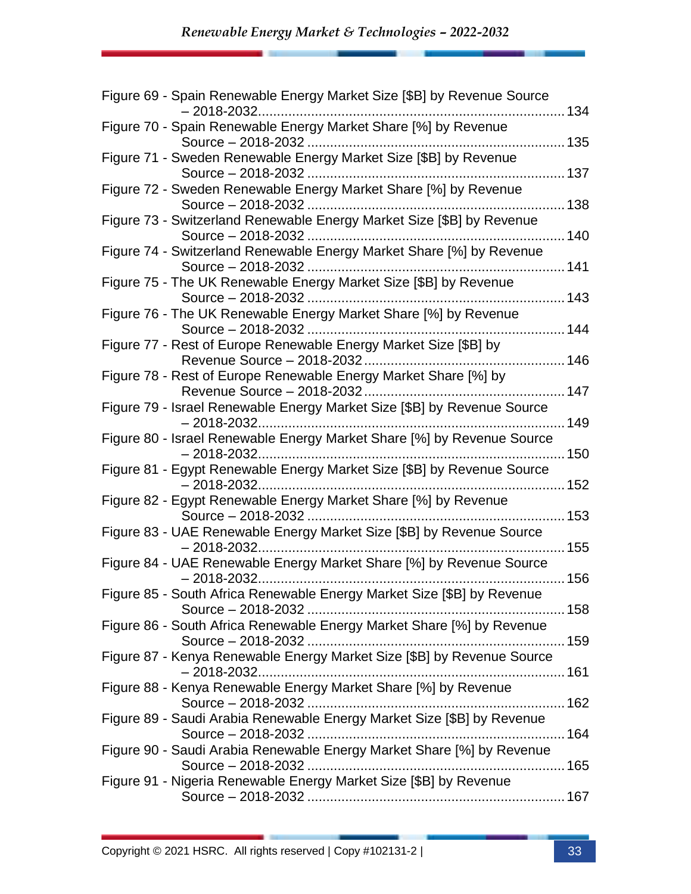Figure 69 - Spain Renewable Energy Market Size [$B] by Revenue Source – 2018-2032 ........ 134
Figure 70 - Spain Renewable Energy Market Share [%] by Revenue Source – 2018-2032 ........ 135
Figure 71 - Sweden Renewable Energy Market Size [$B] by Revenue Source – 2018-2032 ........ 137
Figure 72 - Sweden Renewable Energy Market Share [%] by Revenue Source – 2018-2032 ........ 138
Figure 73 - Switzerland Renewable Energy Market Size [$B] by Revenue Source – 2018-2032 ........ 140
Figure 74 - Switzerland Renewable Energy Market Share [%] by Revenue Source – 2018-2032 ........ 141
Figure 75 - The UK Renewable Energy Market Size [$B] by Revenue Source – 2018-2032 ........ 143
Figure 76 - The UK Renewable Energy Market Share [%] by Revenue Source – 2018-2032 ........ 144
Figure 77 - Rest of Europe Renewable Energy Market Size [$B] by Revenue Source – 2018-2032 ........ 146
Figure 78 - Rest of Europe Renewable Energy Market Share [%] by Revenue Source – 2018-2032 ........ 147
Figure 79 - Israel Renewable Energy Market Size [$B] by Revenue Source – 2018-2032 ........ 149
Figure 80 - Israel Renewable Energy Market Share [%] by Revenue Source – 2018-2032 ........ 150
Figure 81 - Egypt Renewable Energy Market Size [$B] by Revenue Source – 2018-2032 ........ 152
Figure 82 - Egypt Renewable Energy Market Share [%] by Revenue Source – 2018-2032 ........ 153
Figure 83 - UAE Renewable Energy Market Size [$B] by Revenue Source – 2018-2032 ........ 155
Figure 84 - UAE Renewable Energy Market Share [%] by Revenue Source – 2018-2032 ........ 156
Figure 85 - South Africa Renewable Energy Market Size [$B] by Revenue Source – 2018-2032 ........ 158
Figure 86 - South Africa Renewable Energy Market Share [%] by Revenue Source – 2018-2032 ........ 159
Figure 87 - Kenya Renewable Energy Market Size [$B] by Revenue Source – 2018-2032 ........ 161
Figure 88 - Kenya Renewable Energy Market Share [%] by Revenue Source – 2018-2032 ........ 162
Figure 89 - Saudi Arabia Renewable Energy Market Size [$B] by Revenue Source – 2018-2032 ........ 164
Figure 90 - Saudi Arabia Renewable Energy Market Share [%] by Revenue Source – 2018-2032 ........ 165
Figure 91 - Nigeria Renewable Energy Market Size [$B] by Revenue Source – 2018-2032 ........ 167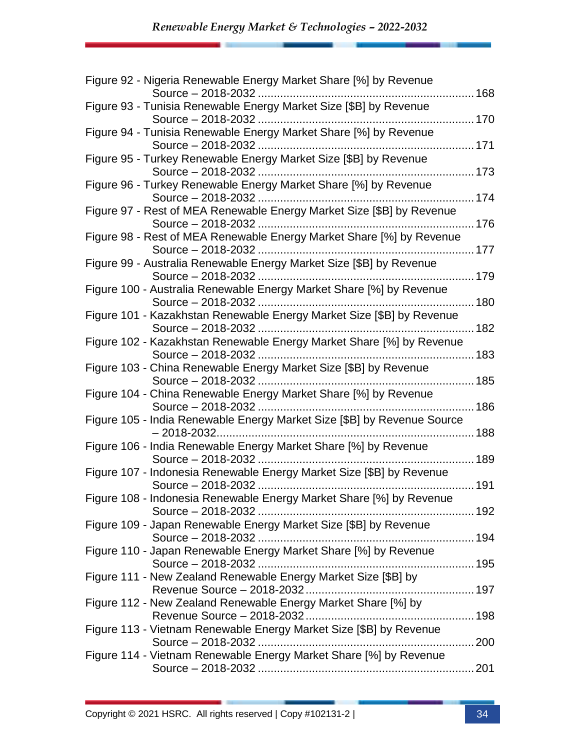Figure 92 - Nigeria Renewable Energy Market Share [%] by Revenue Source – 2018-2032 ........................................................................ 168
Figure 93 - Tunisia Renewable Energy Market Size [$B] by Revenue Source – 2018-2032 ........................................................................ 170
Figure 94 - Tunisia Renewable Energy Market Share [%] by Revenue Source – 2018-2032 ........................................................................ 171
Figure 95 - Turkey Renewable Energy Market Size [$B] by Revenue Source – 2018-2032 ........................................................................ 173
Figure 96 - Turkey Renewable Energy Market Share [%] by Revenue Source – 2018-2032 ........................................................................ 174
Figure 97 - Rest of MEA Renewable Energy Market Size [$B] by Revenue Source – 2018-2032 ........................................................................ 176
Figure 98 - Rest of MEA Renewable Energy Market Share [%] by Revenue Source – 2018-2032 ........................................................................ 177
Figure 99 - Australia Renewable Energy Market Size [$B] by Revenue Source – 2018-2032 ........................................................................ 179
Figure 100 - Australia Renewable Energy Market Share [%] by Revenue Source – 2018-2032 ........................................................................ 180
Figure 101 - Kazakhstan Renewable Energy Market Size [$B] by Revenue Source – 2018-2032 ........................................................................ 182
Figure 102 - Kazakhstan Renewable Energy Market Share [%] by Revenue Source – 2018-2032 ........................................................................ 183
Figure 103 - China Renewable Energy Market Size [$B] by Revenue Source – 2018-2032 ........................................................................ 185
Figure 104 - China Renewable Energy Market Share [%] by Revenue Source – 2018-2032 ........................................................................ 186
Figure 105 - India Renewable Energy Market Size [$B] by Revenue Source – 2018-2032........................................................................ 188
Figure 106 - India Renewable Energy Market Share [%] by Revenue Source – 2018-2032 ........................................................................ 189
Figure 107 - Indonesia Renewable Energy Market Size [$B] by Revenue Source – 2018-2032 ........................................................................ 191
Figure 108 - Indonesia Renewable Energy Market Share [%] by Revenue Source – 2018-2032 ........................................................................ 192
Figure 109 - Japan Renewable Energy Market Size [$B] by Revenue Source – 2018-2032 ........................................................................ 194
Figure 110 - Japan Renewable Energy Market Share [%] by Revenue Source – 2018-2032 ........................................................................ 195
Figure 111 - New Zealand Renewable Energy Market Size [$B] by Revenue Source – 2018-2032 .................................................... 197
Figure 112 - New Zealand Renewable Energy Market Share [%] by Revenue Source – 2018-2032 .................................................... 198
Figure 113 - Vietnam Renewable Energy Market Size [$B] by Revenue Source – 2018-2032 ........................................................................ 200
Figure 114 - Vietnam Renewable Energy Market Share [%] by Revenue Source – 2018-2032 ........................................................................ 201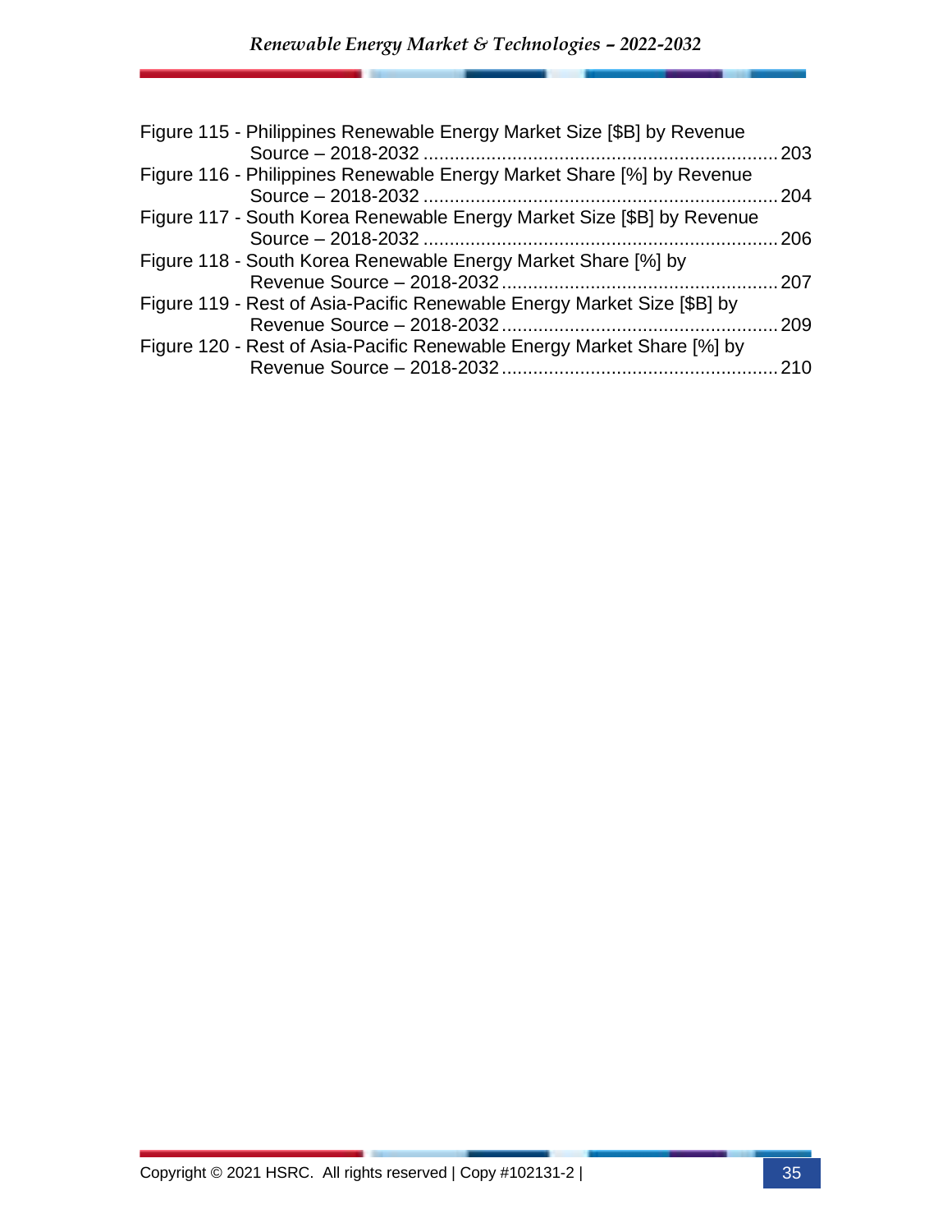Figure 115 - Philippines Renewable Energy Market Size [$B] by Revenue Source – 2018-2032 .................................................................... 203
Figure 116 - Philippines Renewable Energy Market Share [%] by Revenue Source – 2018-2032 .................................................................... 204
Figure 117 - South Korea Renewable Energy Market Size [$B] by Revenue Source – 2018-2032 .................................................................... 206
Figure 118 - South Korea Renewable Energy Market Share [%] by Revenue Source – 2018-2032 ..................................................... 207
Figure 119 - Rest of Asia-Pacific Renewable Energy Market Size [$B] by Revenue Source – 2018-2032 ..................................................... 209
Figure 120 - Rest of Asia-Pacific Renewable Energy Market Share [%] by Revenue Source – 2018-2032 ..................................................... 210